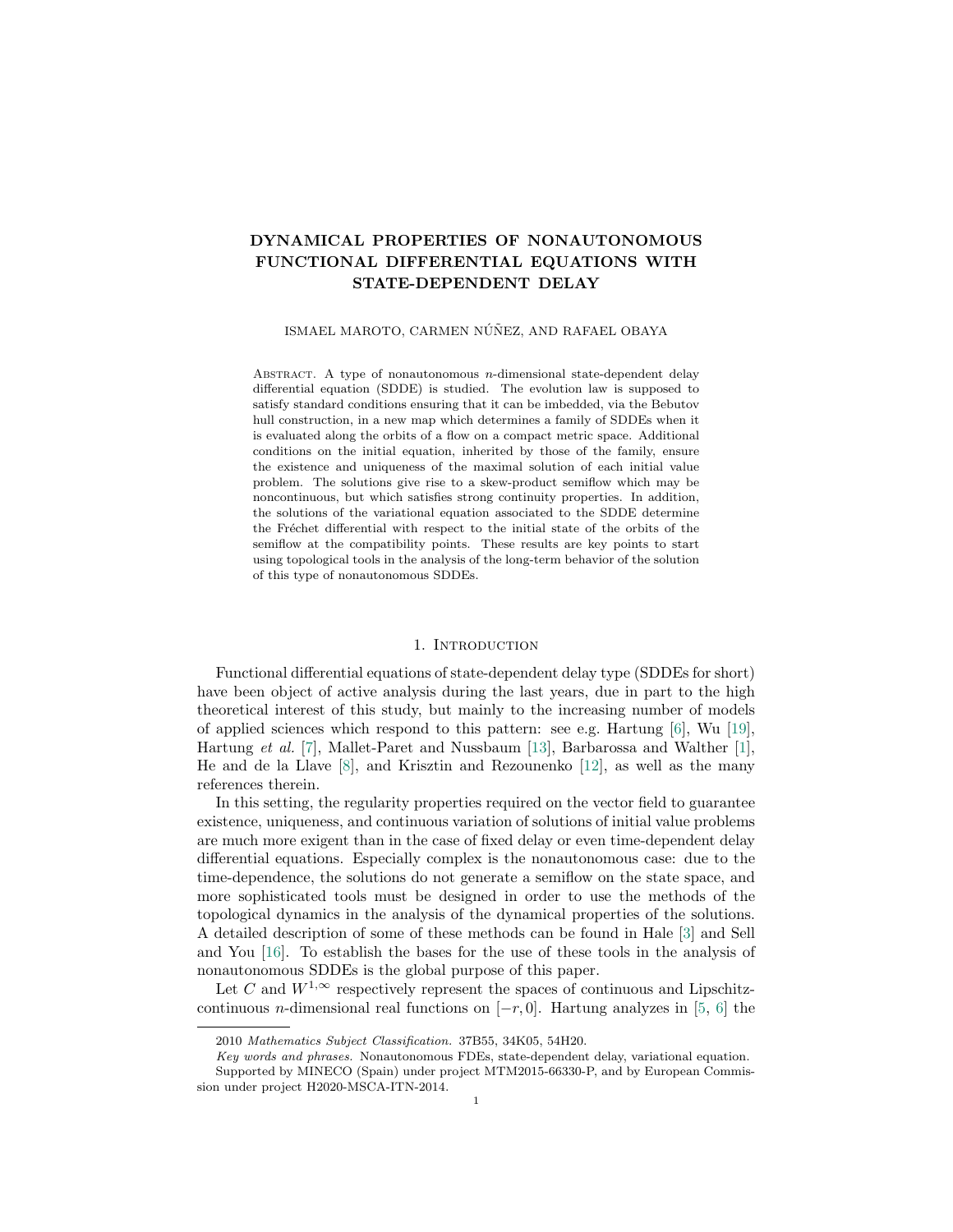# DYNAMICAL PROPERTIES OF NONAUTONOMOUS FUNCTIONAL DIFFERENTIAL EQUATIONS WITH STATE-DEPENDENT DELAY

ISMAEL MAROTO, CARMEN NÚÑEZ, AND RAFAEL OBAYA

Abstract. A type of nonautonomous $n$-dimensional state-dependent delay differential equation (SDDE) is studied. The evolution law is supposed to satisfy standard conditions ensuring that it can be imbedded, via the Bebutov hull construction, in a new map which determines a family of SDDEs when it is evaluated along the orbits of a flow on a compact metric space. Additional conditions on the initial equation, inherited by those of the family, ensure the existence and uniqueness of the maximal solution of each initial value problem. The solutions give rise to a skew-product semiflow which may be noncontinuous, but which satisfies strong continuity properties. In addition, the solutions of the variational equation associated to the SDDE determine the Fréchet differential with respect to the initial state of the orbits of the semiflow at the compatibility points. These results are key points to start using topological tools in the analysis of the long-term behavior of the solution of this type of nonautonomous SDDEs.

## 1. Introduction

Functional differential equations of state-dependent delay type (SDDEs for short) have been object of active analysis during the last years, due in part to the high theoretical interest of this study, but mainly to the increasing number of models of applied sciences which respond to this pattern: see e.g. Hartung [6], Wu [19], Hartung *et al.* [7], Mallet-Paret and Nussbaum [13], Barbarossa and Walther [1], He and de la Llave [8], and Krisztin and Rezounenko [12], as well as the many references therein.

In this setting, the regularity properties required on the vector field to guarantee existence, uniqueness, and continuous variation of solutions of initial value problems are much more exigent than in the case of fixed delay or even time-dependent delay differential equations. Especially complex is the nonautonomous case: due to the time-dependence, the solutions do not generate a semiflow on the state space, and more sophisticated tools must be designed in order to use the methods of the topological dynamics in the analysis of the dynamical properties of the solutions. A detailed description of some of these methods can be found in Hale [3] and Sell and You [16]. To establish the bases for the use of these tools in the analysis of nonautonomous SDDEs is the global purpose of this paper.

Let $C$ and $W^{1,\infty}$ respectively represent the spaces of continuous and Lipschitz-continuous $n$-dimensional real functions on $[-r, 0]$. Hartung analyzes in [5, 6] the

---

2010 *Mathematics Subject Classification.* 37B55, 34K05, 54H20.

*Key words and phrases.* Nonautonomous FDEs, state-dependent delay, variational equation.

Supported by MINECO (Spain) under project MTM2015-66330-P, and by European Commission under project H2020-MSCA-ITN-2014.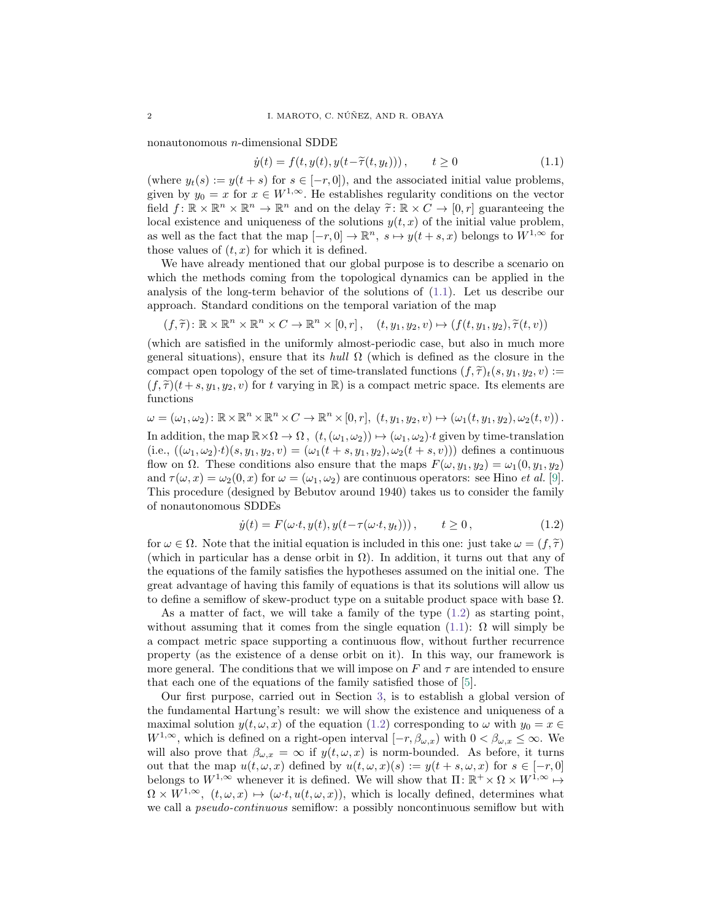nonautonomous $n$-dimensional SDDE

$$\dot{y}(t) = f(t, y(t), y(t-\widetilde{\tau}(t, y_t)))\,, \qquad t \geq 0 \tag{1.1}$$

(where $y_t(s) := y(t+s)$ for $s \in [-r, 0]$), and the associated initial value problems, given by $y_0 = x$ for $x \in W^{1,\infty}$. He establishes regularity conditions on the vector field $f\colon \mathbb{R} \times \mathbb{R}^n \times \mathbb{R}^n \to \mathbb{R}^n$ and on the delay $\widetilde{\tau}\colon \mathbb{R} \times C \to [0, r]$ guaranteeing the local existence and uniqueness of the solutions $y(t, x)$ of the initial value problem, as well as the fact that the map $[-r, 0] \to \mathbb{R}^n,\ s \mapsto y(t+s, x)$ belongs to $W^{1,\infty}$ for those values of $(t, x)$ for which it is defined.

We have already mentioned that our global purpose is to describe a scenario on which the methods coming from the topological dynamics can be applied in the analysis of the long-term behavior of the solutions of (1.1). Let us describe our approach. Standard conditions on the temporal variation of the map

$$(f, \widetilde{\tau})\colon \mathbb{R} \times \mathbb{R}^n \times \mathbb{R}^n \times C \to \mathbb{R}^n \times [0, r]\,, \quad (t, y_1, y_2, v) \mapsto (f(t, y_1, y_2), \widetilde{\tau}(t, v))$$

(which are satisfied in the uniformly almost-periodic case, but also in much more general situations), ensure that its *hull* $\Omega$ (which is defined as the closure in the compact open topology of the set of time-translated functions $(f, \widetilde{\tau})_t(s, y_1, y_2, v) := (f, \widetilde{\tau})(t+s, y_1, y_2, v)$ for $t$ varying in $\mathbb{R}$) is a compact metric space. Its elements are functions

$$\omega = (\omega_1, \omega_2)\colon \mathbb{R} \times \mathbb{R}^n \times \mathbb{R}^n \times C \to \mathbb{R}^n \times [0, r],\ (t, y_1, y_2, v) \mapsto (\omega_1(t, y_1, y_2), \omega_2(t, v))\,.$$

In addition, the map $\mathbb{R} \times \Omega \to \Omega\,,\ (t, (\omega_1, \omega_2)) \mapsto (\omega_1, \omega_2){\cdot}t$ given by time-translation (i.e., $((\omega_1, \omega_2){\cdot}t)(s, y_1, y_2, v) = (\omega_1(t+s, y_1, y_2), \omega_2(t+s, v))$) defines a continuous flow on $\Omega$. These conditions also ensure that the maps $F(\omega, y_1, y_2) = \omega_1(0, y_1, y_2)$ and $\tau(\omega, x) = \omega_2(0, x)$ for $\omega = (\omega_1, \omega_2)$ are continuous operators: see Hino *et al.* [9]. This procedure (designed by Bebutov around 1940) takes us to consider the family of nonautonomous SDDEs

$$\dot{y}(t) = F(\omega{\cdot}t, y(t), y(t-\tau(\omega{\cdot}t, y_t)))\,, \qquad t \geq 0\,, \tag{1.2}$$

for $\omega \in \Omega$. Note that the initial equation is included in this one: just take $\omega = (f, \widetilde{\tau})$ (which in particular has a dense orbit in $\Omega$). In addition, it turns out that any of the equations of the family satisfies the hypotheses assumed on the initial one. The great advantage of having this family of equations is that its solutions will allow us to define a semiflow of skew-product type on a suitable product space with base $\Omega$.

As a matter of fact, we will take a family of the type (1.2) as starting point, without assuming that it comes from the single equation (1.1): $\Omega$ will simply be a compact metric space supporting a continuous flow, without further recurrence property (as the existence of a dense orbit on it). In this way, our framework is more general. The conditions that we will impose on $F$ and $\tau$ are intended to ensure that each one of the equations of the family satisfied those of [5].

Our first purpose, carried out in Section 3, is to establish a global version of the fundamental Hartung's result: we will show the existence and uniqueness of a maximal solution $y(t, \omega, x)$ of the equation (1.2) corresponding to $\omega$ with $y_0 = x \in W^{1,\infty}$, which is defined on a right-open interval $[-r, \beta_{\omega,x})$ with $0 < \beta_{\omega,x} \leq \infty$. We will also prove that $\beta_{\omega,x} = \infty$ if $y(t, \omega, x)$ is norm-bounded. As before, it turns out that the map $u(t, \omega, x)$ defined by $u(t, \omega, x)(s) := y(t+s, \omega, x)$ for $s \in [-r, 0]$ belongs to $W^{1,\infty}$ whenever it is defined. We will show that $\Pi\colon \mathbb{R}^+ \times \Omega \times W^{1,\infty} \mapsto \Omega \times W^{1,\infty},\ (t, \omega, x) \mapsto (\omega{\cdot}t, u(t, \omega, x))$, which is locally defined, determines what we call a *pseudo-continuous* semiflow: a possibly noncontinuous semiflow but with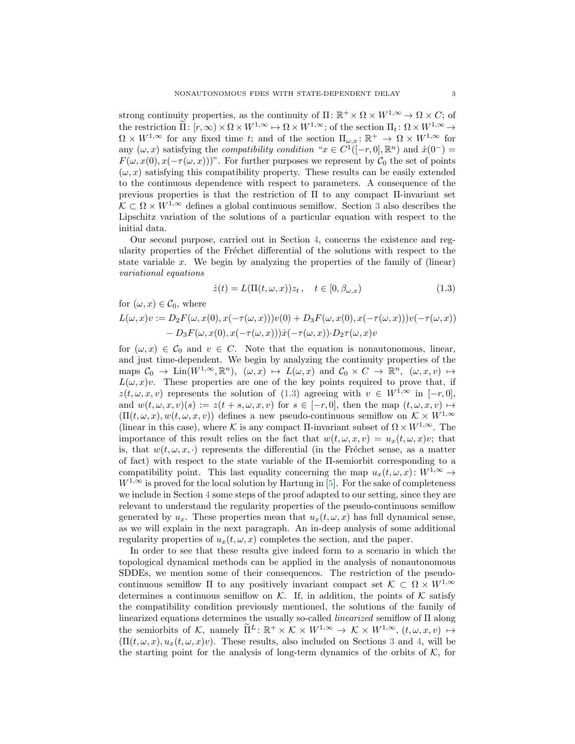strong continuity properties, as the continuity of $\Pi\colon \mathbb{R}^+ \times \Omega \times W^{1,\infty} \to \Omega \times C$; of the restriction $\widetilde{\Pi}\colon [r,\infty) \times \Omega \times W^{1,\infty} \mapsto \Omega \times W^{1,\infty}$; of the section $\Pi_t\colon \Omega \times W^{1,\infty} \to \Omega \times W^{1,\infty}$ for any fixed time $t$; and of the section $\Pi_{\omega,x}\colon \mathbb{R}^+ \to \Omega \times W^{1,\infty}$ for any $(\omega, x)$ satisfying the *compatibility condition* "$x \in C^1([-r,0],\mathbb{R}^n)$ and $\dot{x}(0^-) = F(\omega, x(0), x(-\tau(\omega, x)))$". For further purposes we represent by $\mathcal{C}_0$ the set of points $(\omega, x)$ satisfying this compatibility property. These results can be easily extended to the continuous dependence with respect to parameters. A consequence of the previous properties is that the restriction of $\Pi$ to any compact $\Pi$-invariant set $\mathcal{K} \subset \Omega \times W^{1,\infty}$ defines a global continuous semiflow. Section 3 also describes the Lipschitz variation of the solutions of a particular equation with respect to the initial data.

Our second purpose, carried out in Section 4, concerns the existence and regularity properties of the Fréchet differential of the solutions with respect to the state variable $x$. We begin by analyzing the properties of the family of (linear) *variational equations*

$$\dot{z}(t) = L(\Pi(t,\omega,x))z_t\,, \quad t \in [0, \beta_{\omega,x}) \tag{1.3}$$

for $(\omega, x) \in \mathcal{C}_0$, where

$$\begin{aligned} L(\omega,x)v := {} & D_2F(\omega, x(0), x(-\tau(\omega,x)))v(0) + D_3F(\omega, x(0), x(-\tau(\omega,x)))v(-\tau(\omega,x)) \\ & - D_3F(\omega, x(0), x(-\tau(\omega,x)))\dot{x}(-\tau(\omega,x))\cdot D_2\tau(\omega,x)v \end{aligned}$$

for $(\omega, x) \in \mathcal{C}_0$ and $v \in C$. Note that the equation is nonautonomous, linear, and just time-dependent. We begin by analyzing the continuity properties of the maps $\mathcal{C}_0 \to \mathrm{Lin}(W^{1,\infty},\mathbb{R}^n)$, $(\omega,x) \mapsto L(\omega,x)$ and $\mathcal{C}_0 \times C \to \mathbb{R}^n$, $(\omega,x,v) \mapsto L(\omega,x)v$. These properties are one of the key points required to prove that, if $z(t,\omega,x,v)$ represents the solution of (1.3) agreeing with $v \in W^{1,\infty}$ in $[-r,0]$, and $w(t,\omega,x,v)(s) := z(t+s,\omega,x,v)$ for $s \in [-r,0]$, then the map $(t,\omega,x,v) \mapsto (\Pi(t,\omega,x), w(t,\omega,x,v))$ defines a new pseudo-continuous semiflow on $\mathcal{K} \times W^{1,\infty}$ (linear in this case), where $\mathcal{K}$ is any compact $\Pi$-invariant subset of $\Omega \times W^{1,\infty}$. The importance of this result relies on the fact that $w(t,\omega,x,v) = u_x(t,\omega,x)v$; that is, that $w(t,\omega,x,\cdot)$ represents the differential (in the Fréchet sense, as a matter of fact) with respect to the state variable of the $\Pi$-semiorbit corresponding to a compatibility point. This last equality concerning the map $u_x(t,\omega,x)\colon W^{1,\infty} \to W^{1,\infty}$ is proved for the local solution by Hartung in [5]. For the sake of completeness we include in Section 4 some steps of the proof adapted to our setting, since they are relevant to understand the regularity properties of the pseudo-continuous semiflow generated by $u_x$. These properties mean that $u_x(t,\omega,x)$ has full dynamical sense, as we will explain in the next paragraph. An in-deep analysis of some additional regularity properties of $u_x(t,\omega,x)$ completes the section, and the paper.

In order to see that these results give indeed form to a scenario in which the topological dynamical methods can be applied in the analysis of nonautonomous SDDEs, we mention some of their consequences. The restriction of the pseudo-continuous semiflow $\Pi$ to any positively invariant compact set $\mathcal{K} \subset \Omega \times W^{1,\infty}$ determines a continuous semiflow on $\mathcal{K}$. If, in addition, the points of $\mathcal{K}$ satisfy the compatibility condition previously mentioned, the solutions of the family of linearized equations determines the usually so-called *linearized* semiflow of $\Pi$ along the semiorbits of $\mathcal{K}$, namely $\widetilde{\Pi}^L\colon \mathbb{R}^+ \times \mathcal{K} \times W^{1,\infty} \to \mathcal{K} \times W^{1,\infty}$, $(t,\omega,x,v) \mapsto (\Pi(t,\omega,x), u_x(t,\omega,x)v)$. These results, also included on Sections 3 and 4, will be the starting point for the analysis of long-term dynamics of the orbits of $\mathcal{K}$, for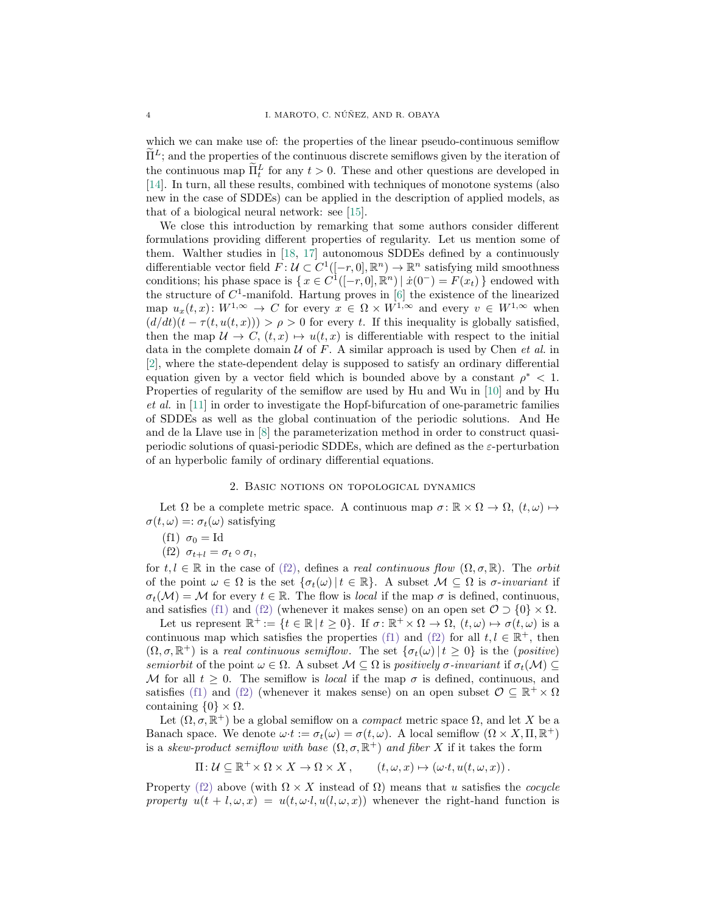which we can make use of: the properties of the linear pseudo-continuous semiflow $\widetilde{\Pi}^L$; and the properties of the continuous discrete semiflows given by the iteration of the continuous map $\widetilde{\Pi}^L_t$ for any $t>0$. These and other questions are developed in [14]. In turn, all these results, combined with techniques of monotone systems (also new in the case of SDDEs) can be applied in the description of applied models, as that of a biological neural network: see [15].

We close this introduction by remarking that some authors consider different formulations providing different properties of regularity. Let us mention some of them. Walther studies in [18, 17] autonomous SDDEs defined by a continuously differentiable vector field $F\colon \mathcal{U}\subset C^1([-r,0],\mathbb{R}^n)\to\mathbb{R}^n$ satisfying mild smoothness conditions; his phase space is $\{\, x\in C^1([-r,0],\mathbb{R}^n)\,|\, \dot x(0^-)=F(x_t)\,\}$ endowed with the structure of $C^1$-manifold. Hartung proves in [6] the existence of the linearized map $u_x(t,x)\colon W^{1,\infty}\to C$ for every $x\in\Omega\times W^{1,\infty}$ and every $v\in W^{1,\infty}$ when $(d/dt)(t-\tau(t,u(t,x)))>\rho>0$ for every $t$. If this inequality is globally satisfied, then the map $\mathcal{U}\to C$, $(t,x)\mapsto u(t,x)$ is differentiable with respect to the initial data in the complete domain $\mathcal{U}$ of $F$. A similar approach is used by Chen *et al.* in [2], where the state-dependent delay is supposed to satisfy an ordinary differential equation given by a vector field which is bounded above by a constant $\rho^*<1$. Properties of regularity of the semiflow are used by Hu and Wu in [10] and by Hu *et al.* in [11] in order to investigate the Hopf-bifurcation of one-parametric families of SDDEs as well as the global continuation of the periodic solutions. And He and de la Llave use in [8] the parameterization method in order to construct quasi-periodic solutions of quasi-periodic SDDEs, which are defined as the $\varepsilon$-perturbation of an hyperbolic family of ordinary differential equations.

## 2. Basic notions on topological dynamics

Let $\Omega$ be a complete metric space. A continuous map $\sigma\colon\mathbb{R}\times\Omega\to\Omega$, $(t,\omega)\mapsto\sigma(t,\omega)=:\sigma_t(\omega)$ satisfying

(f1) $\sigma_0=\mathrm{Id}$

(f2) $\sigma_{t+l}=\sigma_t\circ\sigma_l$,

for $t,l\in\mathbb{R}$ in the case of (f2), defines a *real continuous flow* $(\Omega,\sigma,\mathbb{R})$. The *orbit* of the point $\omega\in\Omega$ is the set $\{\sigma_t(\omega)\,|\,t\in\mathbb{R}\}$. A subset $\mathcal{M}\subseteq\Omega$ is *$\sigma$-invariant* if $\sigma_t(\mathcal{M})=\mathcal{M}$ for every $t\in\mathbb{R}$. The flow is *local* if the map $\sigma$ is defined, continuous, and satisfies (f1) and (f2) (whenever it makes sense) on an open set $\mathcal{O}\supset\{0\}\times\Omega$.

Let us represent $\mathbb{R}^+:=\{t\in\mathbb{R}\,|\,t\ge 0\}$. If $\sigma\colon\mathbb{R}^+\times\Omega\to\Omega$, $(t,\omega)\mapsto\sigma(t,\omega)$ is a continuous map which satisfies the properties (f1) and (f2) for all $t,l\in\mathbb{R}^+$, then $(\Omega,\sigma,\mathbb{R}^+)$ is a *real continuous semiflow*. The set $\{\sigma_t(\omega)\,|\,t\ge0\}$ is the (*positive*) *semiorbit* of the point $\omega\in\Omega$. A subset $\mathcal{M}\subseteq\Omega$ is *positively $\sigma$-invariant* if $\sigma_t(\mathcal{M})\subseteq\mathcal{M}$ for all $t\ge0$. The semiflow is *local* if the map $\sigma$ is defined, continuous, and satisfies (f1) and (f2) (whenever it makes sense) on an open subset $\mathcal{O}\subseteq\mathbb{R}^+\times\Omega$ containing $\{0\}\times\Omega$.

Let $(\Omega,\sigma,\mathbb{R}^+)$ be a global semiflow on a *compact* metric space $\Omega$, and let $X$ be a Banach space. We denote $\omega{\cdot}t:=\sigma_t(\omega)=\sigma(t,\omega)$. A local semiflow $(\Omega\times X,\Pi,\mathbb{R}^+)$ is a *skew-product semiflow with base* $(\Omega,\sigma,\mathbb{R}^+)$ *and fiber* $X$ if it takes the form

$$\Pi\colon\mathcal{U}\subseteq\mathbb{R}^+\times\Omega\times X\to\Omega\times X\,,\qquad (t,\omega,x)\mapsto(\omega{\cdot}t,u(t,\omega,x))\,.$$

Property (f2) above (with $\Omega\times X$ instead of $\Omega$) means that $u$ satisfies the *cocycle property* $u(t+l,\omega,x)=u(t,\omega{\cdot}l,u(l,\omega,x))$ whenever the right-hand function is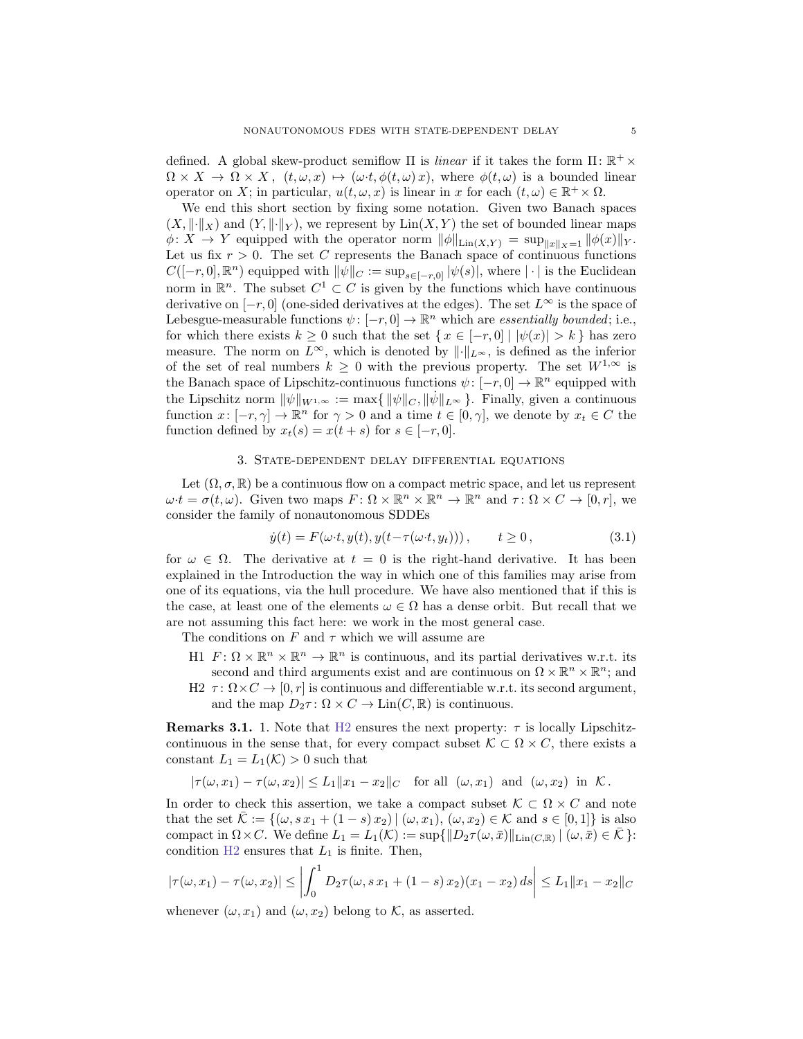defined. A global skew-product semiflow $\Pi$ is *linear* if it takes the form $\Pi\colon \mathbb{R}^+ \times \Omega \times X \to \Omega \times X$, $(t,\omega,x) \mapsto (\omega{\cdot}t, \phi(t,\omega)\,x)$, where $\phi(t,\omega)$ is a bounded linear operator on $X$; in particular, $u(t,\omega,x)$ is linear in $x$ for each $(t,\omega) \in \mathbb{R}^+ \times \Omega$.

We end this short section by fixing some notation. Given two Banach spaces $(X, \|{\cdot}\|_X)$ and $(Y, \|{\cdot}\|_Y)$, we represent by $\mathrm{Lin}(X,Y)$ the set of bounded linear maps $\phi\colon X \to Y$ equipped with the operator norm $\|\phi\|_{\mathrm{Lin}(X,Y)} = \sup_{\|x\|_X=1} \|\phi(x)\|_Y$. Let us fix $r > 0$. The set $C$ represents the Banach space of continuous functions $C([-r,0],\mathbb{R}^n)$ equipped with $\|\psi\|_C := \sup_{s\in[-r,0]} |\psi(s)|$, where $|\cdot|$ is the Euclidean norm in $\mathbb{R}^n$. The subset $C^1 \subset C$ is given by the functions which have continuous derivative on $[-r,0]$ (one-sided derivatives at the edges). The set $L^\infty$ is the space of Lebesgue-measurable functions $\psi\colon [-r,0] \to \mathbb{R}^n$ which are *essentially bounded*; i.e., for which there exists $k \ge 0$ such that the set $\{\, x \in [-r,0] \mid |\psi(x)| > k \,\}$ has zero measure. The norm on $L^\infty$, which is denoted by $\|{\cdot}\|_{L^\infty}$, is defined as the inferior of the set of real numbers $k \ge 0$ with the previous property. The set $W^{1,\infty}$ is the Banach space of Lipschitz-continuous functions $\psi\colon [-r,0] \to \mathbb{R}^n$ equipped with the Lipschitz norm $\|\psi\|_{W^{1,\infty}} := \max\{\, \|\psi\|_C, \|\dot\psi\|_{L^\infty} \,\}$. Finally, given a continuous function $x\colon [-r,\gamma] \to \mathbb{R}^n$ for $\gamma > 0$ and a time $t \in [0,\gamma]$, we denote by $x_t \in C$ the function defined by $x_t(s) = x(t+s)$ for $s \in [-r,0]$.

## 3. State-dependent delay differential equations

Let $(\Omega,\sigma,\mathbb{R})$ be a continuous flow on a compact metric space, and let us represent $\omega{\cdot}t = \sigma(t,\omega)$. Given two maps $F\colon \Omega \times \mathbb{R}^n \times \mathbb{R}^n \to \mathbb{R}^n$ and $\tau\colon \Omega \times C \to [0,r]$, we consider the family of nonautonomous SDDEs

$$\dot y(t) = F(\omega{\cdot}t, y(t), y(t-\tau(\omega{\cdot}t, y_t)))\,, \qquad t \ge 0\,, \tag{3.1}$$

for $\omega \in \Omega$. The derivative at $t = 0$ is the right-hand derivative. It has been explained in the Introduction the way in which one of this families may arise from one of its equations, via the hull procedure. We have also mentioned that if this is the case, at least one of the elements $\omega \in \Omega$ has a dense orbit. But recall that we are not assuming this fact here: we work in the most general case.

The conditions on $F$ and $\tau$ which we will assume are

- H1 $F\colon \Omega \times \mathbb{R}^n \times \mathbb{R}^n \to \mathbb{R}^n$ is continuous, and its partial derivatives w.r.t. its second and third arguments exist and are continuous on $\Omega \times \mathbb{R}^n \times \mathbb{R}^n$; and
- H2 $\tau\colon \Omega \times C \to [0,r]$ is continuous and differentiable w.r.t. its second argument, and the map $D_2\tau\colon \Omega \times C \to \mathrm{Lin}(C,\mathbb{R})$ is continuous.

**Remarks 3.1.** 1. Note that H2 ensures the next property: $\tau$ is locally Lipschitz-continuous in the sense that, for every compact subset $\mathcal{K} \subset \Omega \times C$, there exists a constant $L_1 = L_1(\mathcal{K}) > 0$ such that

$$|\tau(\omega,x_1) - \tau(\omega,x_2)| \le L_1 \|x_1 - x_2\|_C \quad \text{for all } (\omega,x_1) \text{ and } (\omega,x_2) \text{ in } \mathcal{K}\,.$$

In order to check this assertion, we take a compact subset $\mathcal{K} \subset \Omega \times C$ and note that the set $\bar{\mathcal{K}} := \{(\omega, s\,x_1 + (1-s)\,x_2) \mid (\omega,x_1), (\omega,x_2) \in \mathcal{K} \text{ and } s \in [0,1]\}$ is also compact in $\Omega \times C$. We define $L_1 = L_1(\mathcal{K}) := \sup\{\|D_2\tau(\omega,\bar x)\|_{\mathrm{Lin}(C,\mathbb{R})} \mid (\omega,\bar x) \in \bar{\mathcal{K}}\}$: condition H2 ensures that $L_1$ is finite. Then,

$$|\tau(\omega,x_1) - \tau(\omega,x_2)| \le \left| \int_0^1 D_2\tau(\omega, s\,x_1 + (1-s)\,x_2)(x_1 - x_2)\,ds \right| \le L_1 \|x_1 - x_2\|_C$$

whenever $(\omega,x_1)$ and $(\omega,x_2)$ belong to $\mathcal{K}$, as asserted.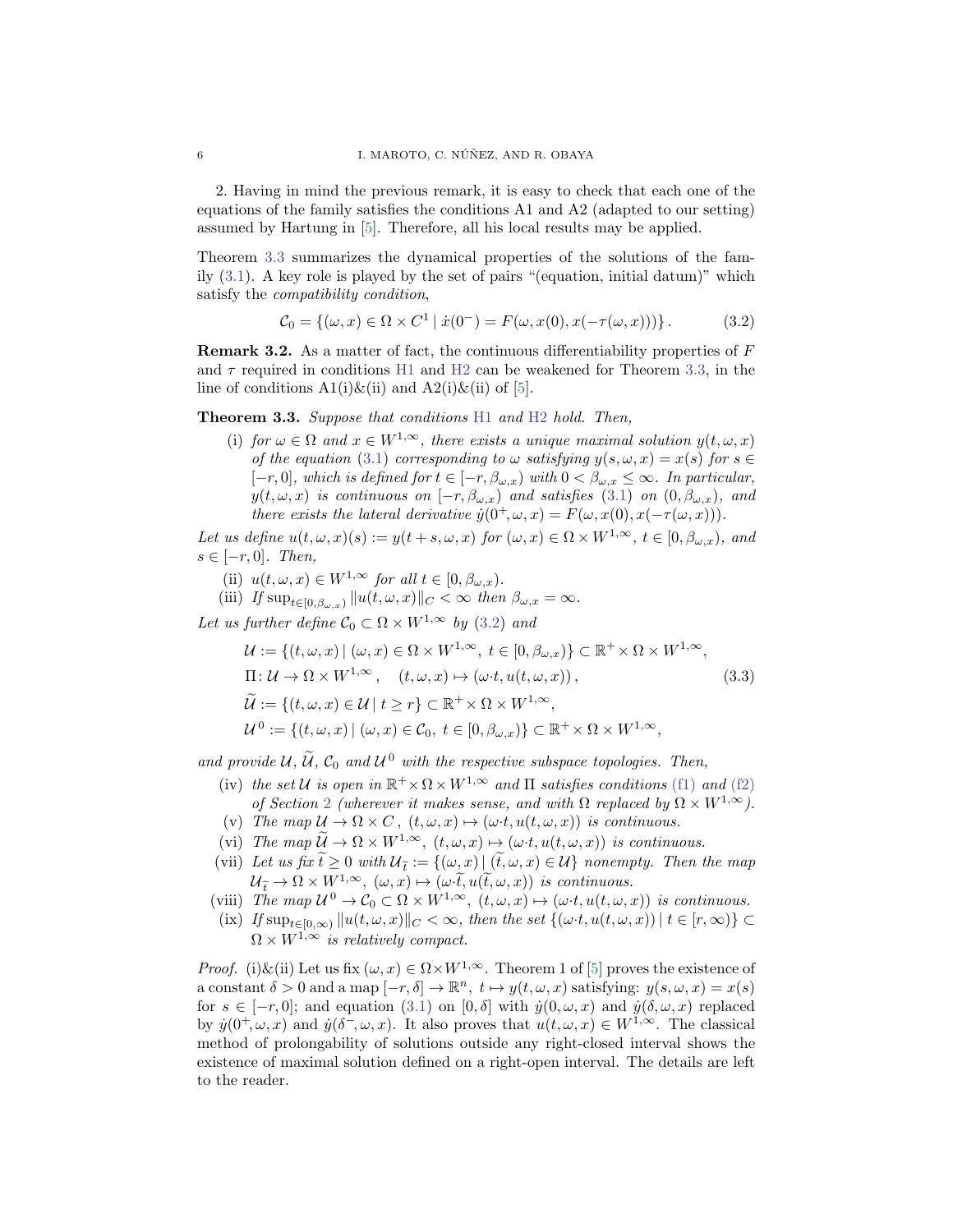2. Having in mind the previous remark, it is easy to check that each one of the equations of the family satisfies the conditions A1 and A2 (adapted to our setting) assumed by Hartung in [5]. Therefore, all his local results may be applied.

Theorem 3.3 summarizes the dynamical properties of the solutions of the family (3.1). A key role is played by the set of pairs "(equation, initial datum)" which satisfy the *compatibility condition*,

$$\mathcal{C}_0 = \{(\omega, x) \in \Omega \times C^1 \mid \dot{x}(0^-) = F(\omega, x(0), x(-\tau(\omega, x)))\}\,. \tag{3.2}$$

**Remark 3.2.** As a matter of fact, the continuous differentiability properties of $F$ and $\tau$ required in conditions H1 and H2 can be weakened for Theorem 3.3, in the line of conditions A1(i)&(ii) and A2(i)&(ii) of [5].

**Theorem 3.3.** *Suppose that conditions* H1 *and* H2 *hold. Then,*

(i) *for $\omega \in \Omega$ and $x \in W^{1,\infty}$, there exists a unique maximal solution $y(t, \omega, x)$ of the equation (3.1) corresponding to $\omega$ satisfying $y(s, \omega, x) = x(s)$ for $s \in [-r, 0]$, which is defined for $t \in [-r, \beta_{\omega,x})$ with $0 < \beta_{\omega,x} \le \infty$. In particular, $y(t, \omega, x)$ is continuous on $[-r, \beta_{\omega,x})$ and satisfies (3.1) on $(0, \beta_{\omega,x})$, and there exists the lateral derivative $\dot{y}(0^+, \omega, x) = F(\omega, x(0), x(-\tau(\omega, x)))$.*

*Let us define $u(t, \omega, x)(s) := y(t + s, \omega, x)$ for $(\omega, x) \in \Omega \times W^{1,\infty}$, $t \in [0, \beta_{\omega,x})$, and $s \in [-r, 0]$. Then,*

(ii) *$u(t, \omega, x) \in W^{1,\infty}$ for all $t \in [0, \beta_{\omega,x})$.*

(iii) *If $\sup_{t \in [0, \beta_{\omega,x})} \|u(t, \omega, x)\|_C < \infty$ then $\beta_{\omega,x} = \infty$.*

*Let us further define $\mathcal{C}_0 \subset \Omega \times W^{1,\infty}$ by (3.2) and*

$$\begin{aligned}
&\mathcal{U} := \{(t, \omega, x) \mid (\omega, x) \in \Omega \times W^{1,\infty},\ t \in [0, \beta_{\omega,x})\} \subset \mathbb{R}^+ \times \Omega \times W^{1,\infty},\\
&\Pi \colon \mathcal{U} \to \Omega \times W^{1,\infty}\,, \quad (t, \omega, x) \mapsto (\omega{\cdot}t, u(t, \omega, x))\,,\\
&\widetilde{\mathcal{U}} := \{(t, \omega, x) \in \mathcal{U} \mid t \ge r\} \subset \mathbb{R}^+ \times \Omega \times W^{1,\infty},\\
&\mathcal{U}^0 := \{(t, \omega, x) \mid (\omega, x) \in \mathcal{C}_0,\ t \in [0, \beta_{\omega,x})\} \subset \mathbb{R}^+ \times \Omega \times W^{1,\infty},
\end{aligned} \tag{3.3}$$

*and provide $\mathcal{U}$, $\widetilde{\mathcal{U}}$, $\mathcal{C}_0$ and $\mathcal{U}^0$ with the respective subspace topologies. Then,*

(iv) *the set $\mathcal{U}$ is open in $\mathbb{R}^+ \times \Omega \times W^{1,\infty}$ and $\Pi$ satisfies conditions (f1) and (f2) of Section 2 (wherever it makes sense, and with $\Omega$ replaced by $\Omega \times W^{1,\infty}$).*

(v) *The map $\mathcal{U} \to \Omega \times C\,,\ (t, \omega, x) \mapsto (\omega{\cdot}t, u(t, \omega, x))$ is continuous.*

(vi) *The map $\widetilde{\mathcal{U}} \to \Omega \times W^{1,\infty},\ (t, \omega, x) \mapsto (\omega{\cdot}t, u(t, \omega, x))$ is continuous.*

(vii) *Let us fix $\widetilde{t} \ge 0$ with $\mathcal{U}_{\widetilde{t}} := \{(\omega, x) \mid (\widetilde{t}, \omega, x) \in \mathcal{U}\}$ nonempty. Then the map $\mathcal{U}_{\widetilde{t}} \to \Omega \times W^{1,\infty},\ (\omega, x) \mapsto (\omega{\cdot}\widetilde{t}, u(\widetilde{t}, \omega, x))$ is continuous.*

(viii) *The map $\mathcal{U}^0 \to \mathcal{C}_0 \subset \Omega \times W^{1,\infty},\ (t, \omega, x) \mapsto (\omega{\cdot}t, u(t, \omega, x))$ is continuous.*

(ix) *If $\sup_{t \in [0,\infty)} \|u(t, \omega, x)\|_C < \infty$, then the set $\{(\omega{\cdot}t, u(t, \omega, x)) \mid t \in [r, \infty)\} \subset \Omega \times W^{1,\infty}$ is relatively compact.*

*Proof.* (i)&(ii) Let us fix $(\omega, x) \in \Omega \times W^{1,\infty}$. Theorem 1 of [5] proves the existence of a constant $\delta > 0$ and a map $[-r, \delta] \to \mathbb{R}^n,\ t \mapsto y(t, \omega, x)$ satisfying: $y(s, \omega, x) = x(s)$ for $s \in [-r, 0]$; and equation (3.1) on $[0, \delta]$ with $\dot{y}(0, \omega, x)$ and $\dot{y}(\delta, \omega, x)$ replaced by $\dot{y}(0^+, \omega, x)$ and $\dot{y}(\delta^-, \omega, x)$. It also proves that $u(t, \omega, x) \in W^{1,\infty}$. The classical method of prolongability of solutions outside any right-closed interval shows the existence of maximal solution defined on a right-open interval. The details are left to the reader.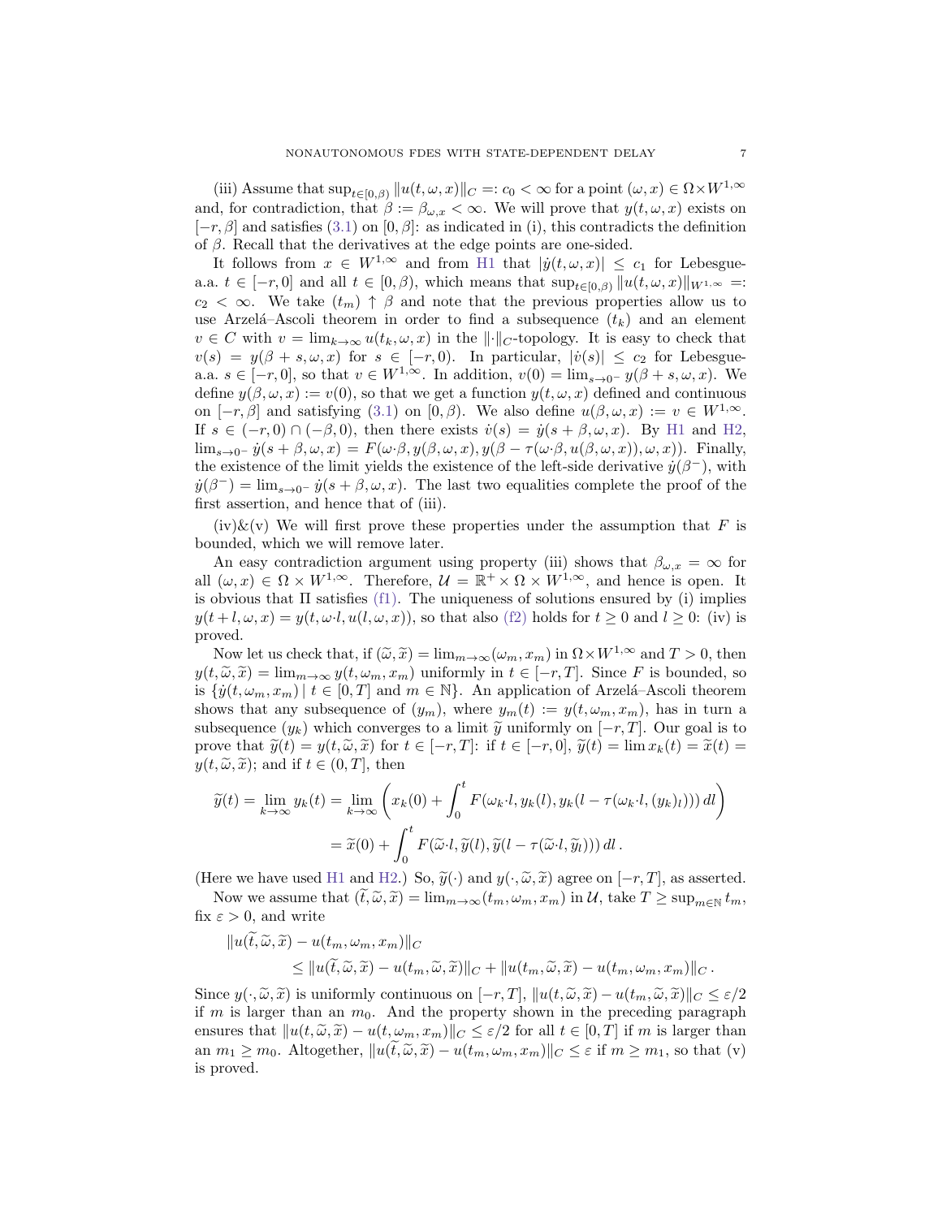(iii) Assume that $\sup_{t\in[0,\beta)} \|u(t,\omega,x)\|_C =: c_0 < \infty$ for a point $(\omega,x) \in \Omega\times W^{1,\infty}$ and, for contradiction, that $\beta := \beta_{\omega,x} < \infty$. We will prove that $y(t,\omega,x)$ exists on $[-r,\beta]$ and satisfies (3.1) on $[0,\beta]$: as indicated in (i), this contradicts the definition of $\beta$. Recall that the derivatives at the edge points are one-sided.

It follows from $x \in W^{1,\infty}$ and from H1 that $|\dot{y}(t,\omega,x)| \le c_1$ for Lebesgue-a.a. $t \in [-r,0]$ and all $t \in [0,\beta)$, which means that $\sup_{t\in[0,\beta)} \|u(t,\omega,x)\|_{W^{1,\infty}} =: c_2 < \infty$. We take $(t_m) \uparrow \beta$ and note that the previous properties allow us to use Arzelá–Ascoli theorem in order to find a subsequence $(t_k)$ and an element $v \in C$ with $v = \lim_{k\to\infty} u(t_k,\omega,x)$ in the $\|\cdot\|_C$-topology. It is easy to check that $v(s) = y(\beta+s,\omega,x)$ for $s \in [-r,0)$. In particular, $|\dot{v}(s)| \le c_2$ for Lebesgue-a.a. $s \in [-r,0]$, so that $v \in W^{1,\infty}$. In addition, $v(0) = \lim_{s\to 0^-} y(\beta+s,\omega,x)$. We define $y(\beta,\omega,x) := v(0)$, so that we get a function $y(t,\omega,x)$ defined and continuous on $[-r,\beta]$ and satisfying (3.1) on $[0,\beta)$. We also define $u(\beta,\omega,x) := v \in W^{1,\infty}$. If $s \in (-r,0) \cap (-\beta,0)$, then there exists $\dot{v}(s) = \dot{y}(s+\beta,\omega,x)$. By H1 and H2, $\lim_{s\to 0^-} \dot{y}(s+\beta,\omega,x) = F(\omega{\cdot}\beta, y(\beta,\omega,x), y(\beta - \tau(\omega{\cdot}\beta, u(\beta,\omega,x)),\omega,x))$. Finally, the existence of the limit yields the existence of the left-side derivative $\dot{y}(\beta^-)$, with $\dot{y}(\beta^-) = \lim_{s\to 0^-} \dot{y}(s+\beta,\omega,x)$. The last two equalities complete the proof of the first assertion, and hence that of (iii).

(iv)&(v) We will first prove these properties under the assumption that $F$ is bounded, which we will remove later.

An easy contradiction argument using property (iii) shows that $\beta_{\omega,x} = \infty$ for all $(\omega,x) \in \Omega \times W^{1,\infty}$. Therefore, $\mathcal{U} = \mathbb{R}^+ \times \Omega \times W^{1,\infty}$, and hence is open. It is obvious that $\Pi$ satisfies (f1). The uniqueness of solutions ensured by (i) implies $y(t+l,\omega,x) = y(t,\omega{\cdot}l, u(l,\omega,x))$, so that also (f2) holds for $t \ge 0$ and $l \ge 0$: (iv) is proved.

Now let us check that, if $(\widetilde{\omega},\widetilde{x}) = \lim_{m\to\infty}(\omega_m,x_m)$ in $\Omega\times W^{1,\infty}$ and $T > 0$, then $y(t,\widetilde{\omega},\widetilde{x}) = \lim_{m\to\infty} y(t,\omega_m,x_m)$ uniformly in $t \in [-r,T]$. Since $F$ is bounded, so is $\{\dot{y}(t,\omega_m,x_m) \mid t \in [0,T] \text{ and } m \in \mathbb{N}\}$. An application of Arzelá–Ascoli theorem shows that any subsequence of $(y_m)$, where $y_m(t) := y(t,\omega_m,x_m)$, has in turn a subsequence $(y_k)$ which converges to a limit $\widetilde{y}$ uniformly on $[-r,T]$. Our goal is to prove that $\widetilde{y}(t) = y(t,\widetilde{\omega},\widetilde{x})$ for $t \in [-r,T]$: if $t \in [-r,0]$, $\widetilde{y}(t) = \lim x_k(t) = \widetilde{x}(t) = y(t,\widetilde{\omega},\widetilde{x})$; and if $t \in (0,T]$, then

$$
\begin{aligned}
\widetilde{y}(t) = \lim_{k\to\infty} y_k(t) &= \lim_{k\to\infty}\left( x_k(0) + \int_0^t F(\omega_k{\cdot}l, y_k(l), y_k(l - \tau(\omega_k{\cdot}l,(y_k)_l)))\,dl \right) \\
&= \widetilde{x}(0) + \int_0^t F(\widetilde{\omega}{\cdot}l, \widetilde{y}(l), \widetilde{y}(l - \tau(\widetilde{\omega}{\cdot}l, \widetilde{y}_l)))\,dl\,.
\end{aligned}
$$

(Here we have used H1 and H2.) So, $\widetilde{y}(\cdot)$ and $y(\cdot,\widetilde{\omega},\widetilde{x})$ agree on $[-r,T]$, as asserted.

Now we assume that $(\widetilde{t},\widetilde{\omega},\widetilde{x}) = \lim_{m\to\infty}(t_m,\omega_m,x_m)$ in $\mathcal{U}$, take $T \ge \sup_{m\in\mathbb{N}} t_m$, fix $\varepsilon > 0$, and write

$$
\begin{aligned}
&\|u(\widetilde{t},\widetilde{\omega},\widetilde{x}) - u(t_m,\omega_m,x_m)\|_C \\
&\qquad \le \|u(\widetilde{t},\widetilde{\omega},\widetilde{x}) - u(t_m,\widetilde{\omega},\widetilde{x})\|_C + \|u(t_m,\widetilde{\omega},\widetilde{x}) - u(t_m,\omega_m,x_m)\|_C\,.
\end{aligned}
$$

Since $y(\cdot,\widetilde{\omega},\widetilde{x})$ is uniformly continuous on $[-r,T]$, $\|u(\widetilde{t},\widetilde{\omega},\widetilde{x}) - u(t_m,\widetilde{\omega},\widetilde{x})\|_C \le \varepsilon/2$ if $m$ is larger than an $m_0$. And the property shown in the preceding paragraph ensures that $\|u(t,\widetilde{\omega},\widetilde{x}) - u(t,\omega_m,x_m)\|_C \le \varepsilon/2$ for all $t \in [0,T]$ if $m$ is larger than an $m_1 \ge m_0$. Altogether, $\|u(\widetilde{t},\widetilde{\omega},\widetilde{x}) - u(t_m,\omega_m,x_m)\|_C \le \varepsilon$ if $m \ge m_1$, so that (v) is proved.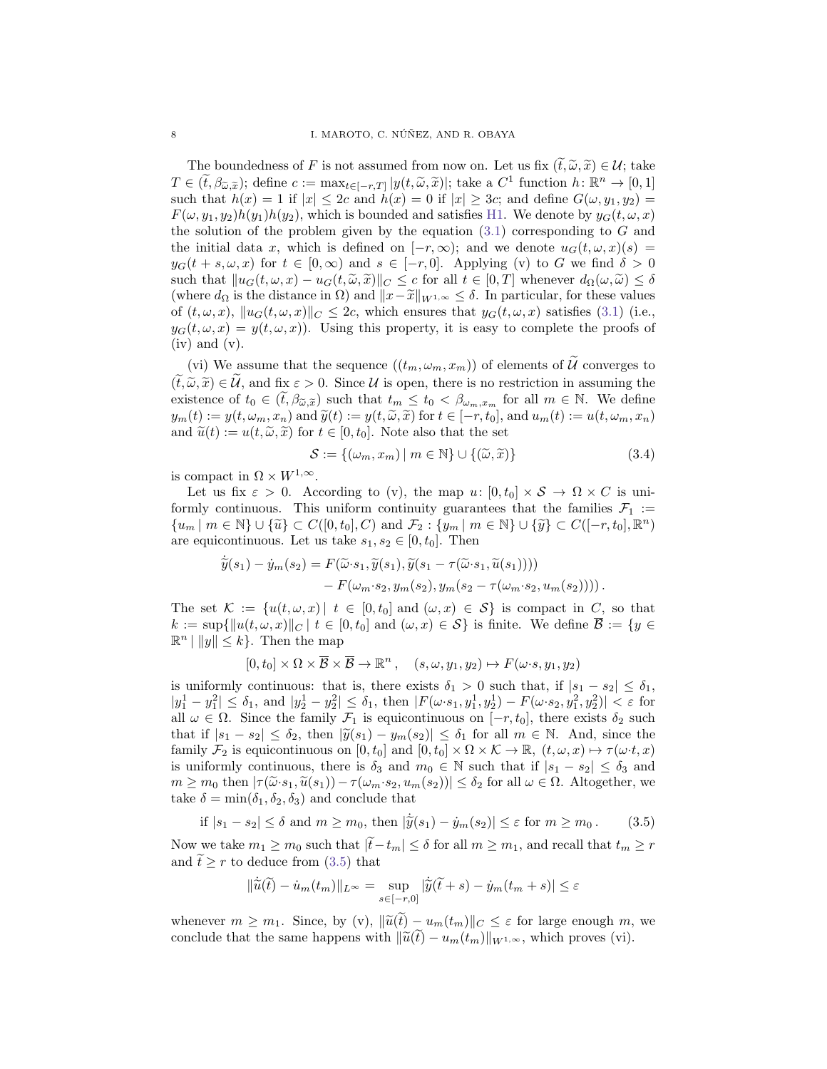The boundedness of $F$ is not assumed from now on. Let us fix $(\widetilde{t},\widetilde{\omega},\widetilde{x}) \in \mathcal{U}$; take $T \in (\widetilde{t}, \beta_{\widetilde{\omega},\widetilde{x}})$; define $c := \max_{t\in[-r,T]} |y(t,\widetilde{\omega},\widetilde{x})|$; take a $C^1$ function $h\colon \mathbb{R}^n \to [0,1]$ such that $h(x) = 1$ if $|x| \le 2c$ and $h(x) = 0$ if $|x| \ge 3c$; and define $G(\omega, y_1, y_2) = F(\omega, y_1, y_2)h(y_1)h(y_2)$, which is bounded and satisfies H1. We denote by $y_G(t,\omega,x)$ the solution of the problem given by the equation (3.1) corresponding to $G$ and the initial data $x$, which is defined on $[-r,\infty)$; and we denote $u_G(t,\omega,x)(s) = y_G(t+s,\omega,x)$ for $t \in [0,\infty)$ and $s \in [-r,0]$. Applying (v) to $G$ we find $\delta > 0$ such that $\|u_G(t,\omega,x) - u_G(t,\widetilde{\omega},\widetilde{x})\|_C \le c$ for all $t \in [0,T]$ whenever $d_\Omega(\omega,\widetilde{\omega}) \le \delta$ (where $d_\Omega$ is the distance in $\Omega$) and $\|x - \widetilde{x}\|_{W^{1,\infty}} \le \delta$. In particular, for these values of $(t,\omega,x)$, $\|u_G(t,\omega,x)\|_C \le 2c$, which ensures that $y_G(t,\omega,x)$ satisfies (3.1) (i.e., $y_G(t,\omega,x) = y(t,\omega,x)$). Using this property, it is easy to complete the proofs of (iv) and (v).

(vi) We assume that the sequence $((t_m,\omega_m,x_m))$ of elements of $\widetilde{\mathcal{U}}$ converges to $(\widetilde{t},\widetilde{\omega},\widetilde{x}) \in \widetilde{\mathcal{U}}$, and fix $\varepsilon > 0$. Since $\mathcal{U}$ is open, there is no restriction in assuming the existence of $t_0 \in (\widetilde{t}, \beta_{\widetilde{\omega},\widetilde{x}})$ such that $t_m \le t_0 < \beta_{\omega_m,x_m}$ for all $m \in \mathbb{N}$. We define $y_m(t) := y(t,\omega_m,x_n)$ and $\widetilde{y}(t) := y(t,\widetilde{\omega},\widetilde{x})$ for $t \in [-r,t_0]$, and $u_m(t) := u(t,\omega_m,x_n)$ and $\widetilde{u}(t) := u(t,\widetilde{\omega},\widetilde{x})$ for $t \in [0,t_0]$. Note also that the set

$$\mathcal{S} := \{(\omega_m, x_m) \mid m \in \mathbb{N}\} \cup \{(\widetilde{\omega},\widetilde{x})\} \tag{3.4}$$

is compact in $\Omega \times W^{1,\infty}$.

Let us fix $\varepsilon > 0$. According to (v), the map $u\colon [0,t_0] \times \mathcal{S} \to \Omega \times C$ is uniformly continuous. This uniform continuity guarantees that the families $\mathcal{F}_1 := \{u_m \mid m \in \mathbb{N}\} \cup \{\widetilde{u}\} \subset C([0,t_0],C)$ and $\mathcal{F}_2 : \{y_m \mid m \in \mathbb{N}\} \cup \{\widetilde{y}\} \subset C([-r,t_0],\mathbb{R}^n)$ are equicontinuous. Let us take $s_1, s_2 \in [0,t_0]$. Then

$$\begin{aligned}\dot{\widetilde{y}}(s_1) - \dot{y}_m(s_2) = F(\widetilde{\omega}{\cdot}s_1, \widetilde{y}(s_1), \widetilde{y}(s_1 - \tau(\widetilde{\omega}{\cdot}s_1, \widetilde{u}(s_1)))) \\ - F(\omega_m{\cdot}s_2, y_m(s_2), y_m(s_2 - \tau(\omega_m{\cdot}s_2, u_m(s_2))))\,.\end{aligned}$$

The set $\mathcal{K} := \{u(t,\omega,x) \mid t \in [0,t_0] \text{ and } (\omega,x) \in \mathcal{S}\}$ is compact in $C$, so that $k := \sup\{\|u(t,\omega,x)\|_C \mid t \in [0,t_0] \text{ and } (\omega,x) \in \mathcal{S}\}$ is finite. We define $\overline{\mathcal{B}} := \{y \in \mathbb{R}^n \mid \|y\| \le k\}$. Then the map

$$[0,t_0] \times \Omega \times \overline{\mathcal{B}} \times \overline{\mathcal{B}} \to \mathbb{R}^n\,, \quad (s,\omega,y_1,y_2) \mapsto F(\omega{\cdot}s, y_1, y_2)$$

is uniformly continuous: that is, there exists $\delta_1 > 0$ such that, if $|s_1 - s_2| \le \delta_1$, $|y_1^1 - y_1^2| \le \delta_1$, and $|y_2^1 - y_2^2| \le \delta_1$, then $|F(\omega{\cdot}s_1, y_1^1, y_2^1) - F(\omega{\cdot}s_2, y_1^2, y_2^2)| < \varepsilon$ for all $\omega \in \Omega$. Since the family $\mathcal{F}_1$ is equicontinuous on $[-r,t_0]$, there exists $\delta_2$ such that if $|s_1 - s_2| \le \delta_2$, then $|\widetilde{y}(s_1) - y_m(s_2)| \le \delta_1$ for all $m \in \mathbb{N}$. And, since the family $\mathcal{F}_2$ is equicontinuous on $[0,t_0]$ and $[0,t_0] \times \Omega \times \mathcal{K} \to \mathbb{R}$, $(t,\omega,x) \mapsto \tau(\omega{\cdot}t, x)$ is uniformly continuous, there is $\delta_3$ and $m_0 \in \mathbb{N}$ such that if $|s_1 - s_2| \le \delta_3$ and $m \ge m_0$ then $|\tau(\widetilde{\omega}{\cdot}s_1, \widetilde{u}(s_1)) - \tau(\omega_m{\cdot}s_2, u_m(s_2))| \le \delta_2$ for all $\omega \in \Omega$. Altogether, we take $\delta = \min(\delta_1,\delta_2,\delta_3)$ and conclude that

$$\text{if } |s_1 - s_2| \le \delta \text{ and } m \ge m_0, \text{ then } |\dot{\widetilde{y}}(s_1) - \dot{y}_m(s_2)| \le \varepsilon \text{ for } m \ge m_0\,. \tag{3.5}$$

Now we take $m_1 \ge m_0$ such that $|\widetilde{t} - t_m| \le \delta$ for all $m \ge m_1$, and recall that $t_m \ge r$ and $\widetilde{t} \ge r$ to deduce from (3.5) that

$$\|\dot{\widetilde{u}}(\widetilde{t}) - \dot{u}_m(t_m)\|_{L^\infty} = \sup_{s\in[-r,0]} |\dot{\widetilde{y}}(\widetilde{t}+s) - \dot{y}_m(t_m+s)| \le \varepsilon$$

whenever $m \ge m_1$. Since, by (v), $\|\widetilde{u}(\widetilde{t}) - u_m(t_m)\|_C \le \varepsilon$ for large enough $m$, we conclude that the same happens with $\|\widetilde{u}(\widetilde{t}) - u_m(t_m)\|_{W^{1,\infty}}$, which proves (vi).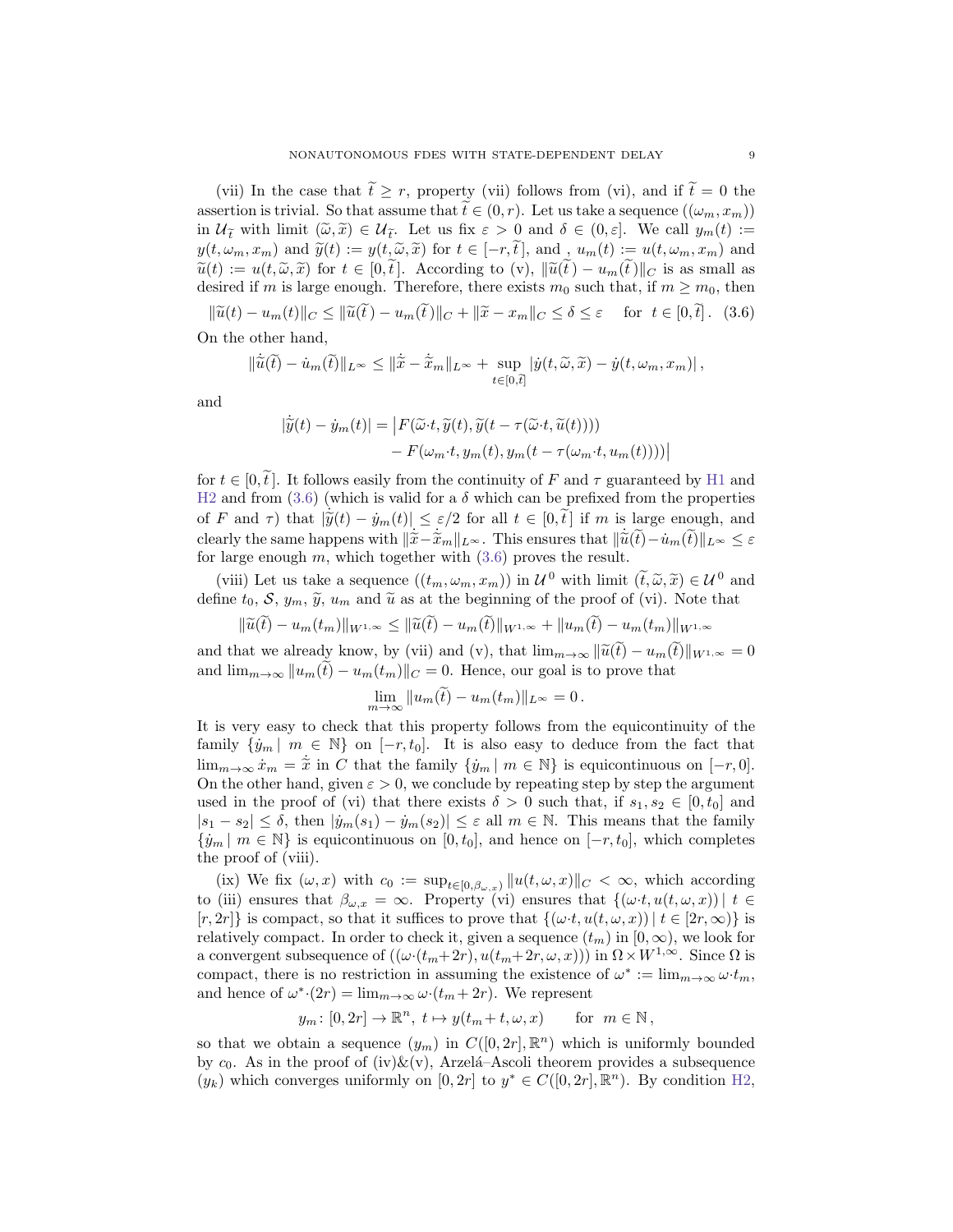(vii) In the case that $\widetilde{t} \geq r$, property (vii) follows from (vi), and if $\widetilde{t} = 0$ the assertion is trivial. So that assume that $\widetilde{t} \in (0, r)$. Let us take a sequence $((\omega_m, x_m))$ in $\mathcal{U}_{\widetilde{t}}$ with limit $(\widetilde{\omega}, \widetilde{x}) \in \mathcal{U}_{\widetilde{t}}$. Let us fix $\varepsilon > 0$ and $\delta \in (0, \varepsilon]$. We call $y_m(t) := y(t, \omega_m, x_m)$ and $\widetilde{y}(t) := y(t, \widetilde{\omega}, \widetilde{x})$ for $t \in [-r, \widetilde{t}]$, and , $u_m(t) := u(t, \omega_m, x_m)$ and $\widetilde{u}(t) := u(t, \widetilde{\omega}, \widetilde{x})$ for $t \in [0, \widetilde{t}]$. According to (v), $\|\widetilde{u}(\widetilde{t}) - u_m(\widetilde{t})\|_C$ is as small as desired if $m$ is large enough. Therefore, there exists $m_0$ such that, if $m \geq m_0$, then

$$\|\widetilde{u}(t) - u_m(t)\|_C \leq \|\widetilde{u}(\widetilde{t}) - u_m(\widetilde{t})\|_C + \|\widetilde{x} - x_m\|_C \leq \delta \leq \varepsilon \quad \text{ for } \; t \in [0, \widetilde{t}] \,. \tag{3.6}$$

On the other hand,

$$\|\dot{\widetilde{u}}(\widetilde{t}) - \dot{u}_m(\widetilde{t})\|_{L^\infty} \leq \|\dot{\widetilde{x}} - \dot{\widetilde{x}}_m\|_{L^\infty} + \sup_{t \in [0, \widetilde{t}]} |\dot{y}(t, \widetilde{\omega}, \widetilde{x}) - \dot{y}(t, \omega_m, x_m)| \,,$$

and

$$\begin{aligned} |\dot{\widetilde{y}}(t) - \dot{y}_m(t)| = \big| &F(\widetilde{\omega}{\cdot}t, \widetilde{y}(t), \widetilde{y}(t - \tau(\widetilde{\omega}{\cdot}t, \widetilde{u}(t)))) \\ &- F(\omega_m{\cdot}t, y_m(t), y_m(t - \tau(\omega_m{\cdot}t, u_m(t))))\big| \end{aligned}$$

for $t \in [0, \widetilde{t}]$. It follows easily from the continuity of $F$ and $\tau$ guaranteed by H1 and H2 and from (3.6) (which is valid for a $\delta$ which can be prefixed from the properties of $F$ and $\tau$) that $|\dot{\widetilde{y}}(t) - \dot{y}_m(t)| \leq \varepsilon/2$ for all $t \in [0, \widetilde{t}]$ if $m$ is large enough, and clearly the same happens with $\|\dot{\widetilde{x}} - \dot{\widetilde{x}}_m\|_{L^\infty}$. This ensures that $\|\dot{\widetilde{u}}(\widetilde{t}) - \dot{u}_m(\widetilde{t})\|_{L^\infty} \leq \varepsilon$ for large enough $m$, which together with (3.6) proves the result.

(viii) Let us take a sequence $((t_m, \omega_m, x_m))$ in $\mathcal{U}^0$ with limit $(\widetilde{t}, \widetilde{\omega}, \widetilde{x}) \in \mathcal{U}^0$ and define $t_0$, $\mathcal{S}$, $y_m$, $\widetilde{y}$, $u_m$ and $\widetilde{u}$ as at the beginning of the proof of (vi). Note that

$$\|\widetilde{u}(\widetilde{t}) - u_m(t_m)\|_{W^{1,\infty}} \leq \|\widetilde{u}(\widetilde{t}) - u_m(\widetilde{t})\|_{W^{1,\infty}} + \|u_m(\widetilde{t}) - u_m(t_m)\|_{W^{1,\infty}}$$

and that we already know, by (vii) and (v), that $\lim_{m\to\infty} \|\widetilde{u}(\widetilde{t}) - u_m(\widetilde{t})\|_{W^{1,\infty}} = 0$ and $\lim_{m\to\infty} \|u_m(\widetilde{t}) - u_m(t_m)\|_C = 0$. Hence, our goal is to prove that

$$\lim_{m\to\infty} \|u_m(\widetilde{t}) - u_m(t_m)\|_{L^\infty} = 0 \,.$$

It is very easy to check that this property follows from the equicontinuity of the family $\{\dot{y}_m \mid m \in \mathbb{N}\}$ on $[-r, t_0]$. It is also easy to deduce from the fact that $\lim_{m\to\infty} \dot{x}_m = \dot{\widetilde{x}}$ in $C$ that the family $\{\dot{y}_m \mid m \in \mathbb{N}\}$ is equicontinuous on $[-r, 0]$. On the other hand, given $\varepsilon > 0$, we conclude by repeating step by step the argument used in the proof of (vi) that there exists $\delta > 0$ such that, if $s_1, s_2 \in [0, t_0]$ and $|s_1 - s_2| \leq \delta$, then $|\dot{y}_m(s_1) - \dot{y}_m(s_2)| \leq \varepsilon$ all $m \in \mathbb{N}$. This means that the family $\{\dot{y}_m \mid m \in \mathbb{N}\}$ is equicontinuous on $[0, t_0]$, and hence on $[-r, t_0]$, which completes the proof of (viii).

(ix) We fix $(\omega, x)$ with $c_0 := \sup_{t \in [0, \beta_{\omega,x})} \|u(t, \omega, x)\|_C < \infty$, which according to (iii) ensures that $\beta_{\omega,x} = \infty$. Property (vi) ensures that $\{(\omega{\cdot}t, u(t, \omega, x)) \mid t \in [r, 2r]\}$ is compact, so that it suffices to prove that $\{(\omega{\cdot}t, u(t, \omega, x)) \mid t \in [2r, \infty)\}$ is relatively compact. In order to check it, given a sequence $(t_m)$ in $[0, \infty)$, we look for a convergent subsequence of $((\omega{\cdot}(t_m{+}2r), u(t_m{+}2r, \omega, x)))$ in $\Omega \times W^{1,\infty}$. Since $\Omega$ is compact, there is no restriction in assuming the existence of $\omega^* := \lim_{m\to\infty} \omega{\cdot}t_m$, and hence of $\omega^*{\cdot}(2r) = \lim_{m\to\infty} \omega{\cdot}(t_m + 2r)$. We represent

$$y_m \colon [0, 2r] \to \mathbb{R}^n, \; t \mapsto y(t_m + t, \omega, x) \qquad \text{for } \; m \in \mathbb{N} \,,$$

so that we obtain a sequence $(y_m)$ in $C([0, 2r], \mathbb{R}^n)$ which is uniformly bounded by $c_0$. As in the proof of (iv)&(v), Arzelá–Ascoli theorem provides a subsequence $(y_k)$ which converges uniformly on $[0, 2r]$ to $y^* \in C([0, 2r], \mathbb{R}^n)$. By condition H2,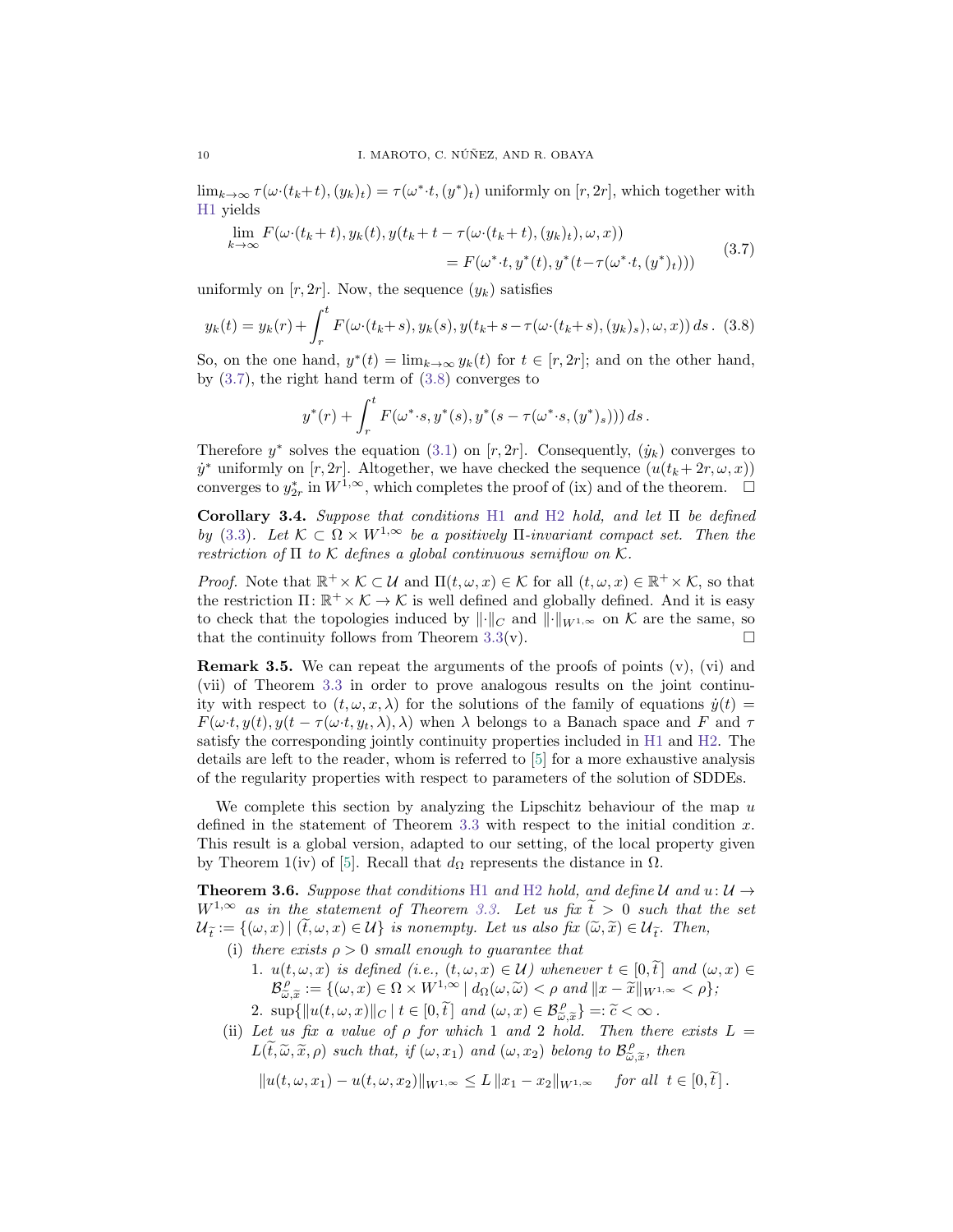$\lim_{k\to\infty} \tau(\omega{\cdot}(t_k+t),(y_k)_t) = \tau(\omega^*{\cdot}t,(y^*)_t)$ uniformly on $[r,2r]$, which together with H1 yields

$$
\begin{aligned}
\lim_{k\to\infty} F(\omega{\cdot}(t_k+t), y_k(t), y(t_k+t-\tau(\omega{\cdot}(t_k+t),(y_k)_t),\omega,x))& \\
= F(\omega^*{\cdot}t, y^*(t), y^*(t-\tau(\omega^*{\cdot}t,(y^*)_t)))&
\end{aligned}
\tag{3.7}
$$

uniformly on $[r,2r]$. Now, the sequence $(y_k)$ satisfies

$$
y_k(t) = y_k(r) + \int_r^t F(\omega{\cdot}(t_k+s), y_k(s), y(t_k+s-\tau(\omega{\cdot}(t_k+s),(y_k)_s),\omega,x))\,ds\,. \tag{3.8}
$$

So, on the one hand, $y^*(t) = \lim_{k\to\infty} y_k(t)$ for $t\in[r,2r]$; and on the other hand, by (3.7), the right hand term of (3.8) converges to

$$
y^*(r) + \int_r^t F(\omega^*{\cdot}s, y^*(s), y^*(s-\tau(\omega^*{\cdot}s,(y^*)_s)))\,ds\,.
$$

Therefore $y^*$ solves the equation (3.1) on $[r,2r]$. Consequently, $(\dot y_k)$ converges to $\dot y^*$ uniformly on $[r,2r]$. Altogether, we have checked the sequence $(u(t_k+2r,\omega,x))$ converges to $y^*_{2r}$ in $W^{1,\infty}$, which completes the proof of (ix) and of the theorem. □

**Corollary 3.4.** *Suppose that conditions* H1 *and* H2 *hold, and let* $\Pi$ *be defined by* (3.3)*. Let* $\mathcal{K}\subset\Omega\times W^{1,\infty}$ *be a positively* $\Pi$*-invariant compact set. Then the restriction of* $\Pi$ *to* $\mathcal{K}$ *defines a global continuous semiflow on* $\mathcal{K}$.

*Proof.* Note that $\mathbb{R}^+\times\mathcal{K}\subset\mathcal{U}$ and $\Pi(t,\omega,x)\in\mathcal{K}$ for all $(t,\omega,x)\in\mathbb{R}^+\times\mathcal{K}$, so that the restriction $\Pi\colon\mathbb{R}^+\times\mathcal{K}\to\mathcal{K}$ is well defined and globally defined. And it is easy to check that the topologies induced by $\|{\cdot}\|_C$ and $\|{\cdot}\|_{W^{1,\infty}}$ on $\mathcal{K}$ are the same, so that the continuity follows from Theorem 3.3(v). □

**Remark 3.5.** We can repeat the arguments of the proofs of points (v), (vi) and (vii) of Theorem 3.3 in order to prove analogous results on the joint continuity with respect to $(t,\omega,x,\lambda)$ for the solutions of the family of equations $\dot y(t) = F(\omega{\cdot}t, y(t), y(t-\tau(\omega{\cdot}t,y_t,\lambda),\lambda)$ when $\lambda$ belongs to a Banach space and $F$ and $\tau$ satisfy the corresponding jointly continuity properties included in H1 and H2. The details are left to the reader, whom is referred to [5] for a more exhaustive analysis of the regularity properties with respect to parameters of the solution of SDDEs.

We complete this section by analyzing the Lipschitz behaviour of the map $u$ defined in the statement of Theorem 3.3 with respect to the initial condition $x$. This result is a global version, adapted to our setting, of the local property given by Theorem 1(iv) of [5]. Recall that $d_\Omega$ represents the distance in $\Omega$.

**Theorem 3.6.** *Suppose that conditions* H1 *and* H2 *hold, and define* $\mathcal{U}$ *and* $u\colon\mathcal{U}\to W^{1,\infty}$ *as in the statement of Theorem 3.3. Let us fix* $\widetilde t>0$ *such that the set* $\mathcal{U}_{\widetilde t} := \{(\omega,x)\,|\,(\widetilde t,\omega,x)\in\mathcal{U}\}$ *is nonempty. Let us also fix* $(\widetilde\omega,\widetilde x)\in\mathcal{U}_{\widetilde t}$*. Then,*

(i) *there exists* $\rho>0$ *small enough to guarantee that*
   1. $u(t,\omega,x)$ *is defined (i.e.,* $(t,\omega,x)\in\mathcal{U}$*) whenever* $t\in[0,\widetilde t\,]$ *and* $(\omega,x)\in\mathcal{B}^\rho_{\widetilde\omega,\widetilde x} := \{(\omega,x)\in\Omega\times W^{1,\infty}\,|\,d_\Omega(\omega,\widetilde\omega)<\rho \text{ and } \|x-\widetilde x\|_{W^{1,\infty}}<\rho\}$*;*
   2. $\sup\{\|u(t,\omega,x)\|_C \,|\, t\in[0,\widetilde t\,] \text{ and } (\omega,x)\in\mathcal{B}^\rho_{\widetilde\omega,\widetilde x}\} =: \widetilde c<\infty\,.$

(ii) *Let us fix a value of* $\rho$ *for which 1 and 2 hold. Then there exists* $L = L(\widetilde t,\widetilde\omega,\widetilde x,\rho)$ *such that, if* $(\omega,x_1)$ *and* $(\omega,x_2)$ *belong to* $\mathcal{B}^\rho_{\widetilde\omega,\widetilde x}$*, then*

$$
\|u(t,\omega,x_1)-u(t,\omega,x_2)\|_{W^{1,\infty}} \le L\,\|x_1-x_2\|_{W^{1,\infty}} \quad \text{for all } t\in[0,\widetilde t\,]\,.
$$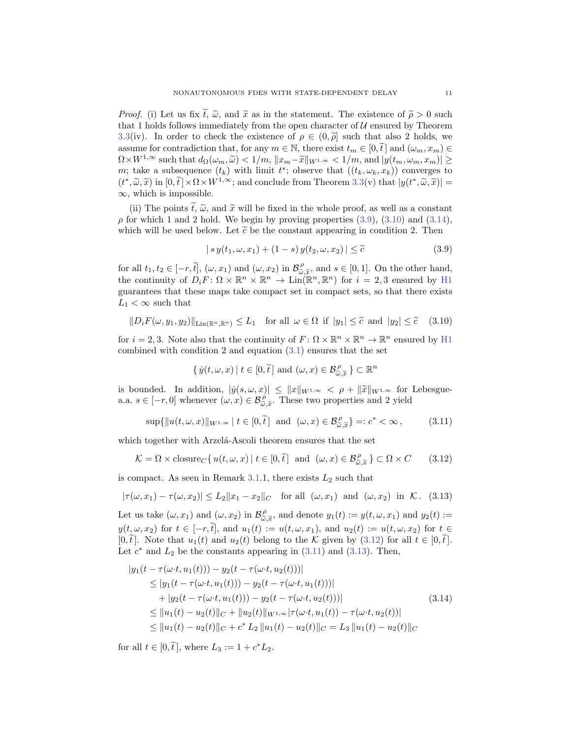*Proof.* (i) Let us fix $\widetilde{t}$, $\widetilde{\omega}$, and $\widetilde{x}$ as in the statement. The existence of $\widetilde{\rho} > 0$ such that 1 holds follows immediately from the open character of $\mathcal{U}$ ensured by Theorem 3.3(iv). In order to check the existence of $\rho \in (0, \widetilde{\rho}]$ such that also 2 holds, we assume for contradiction that, for any $m \in \mathbb{N}$, there exist $t_m \in [0, \widetilde{t}\,]$ and $(\omega_m, x_m) \in \Omega \times W^{1,\infty}$ such that $d_\Omega(\omega_m, \widetilde{\omega}) < 1/m$, $\|x_m - \widetilde{x}\|_{W^{1,\infty}} < 1/m$, and $|y(t_m, \omega_m, x_m)| \geq m$; take a subsequence $(t_k)$ with limit $t^*$; observe that $((t_k, \omega_k, x_k))$ converges to $(t^*, \widetilde{\omega}, \widetilde{x})$ in $[0, \widetilde{t}\,] \times \Omega \times W^{1,\infty}$; and conclude from Theorem 3.3(v) that $|y(t^*, \widetilde{\omega}, \widetilde{x})| = \infty$, which is impossible.

(ii) The points $\widetilde{t}$, $\widetilde{\omega}$, and $\widetilde{x}$ will be fixed in the whole proof, as well as a constant $\rho$ for which 1 and 2 hold. We begin by proving properties (3.9), (3.10) and (3.14), which will be used below. Let $\widetilde{c}$ be the constant appearing in condition 2. Then

$$|\, s\, y(t_1, \omega, x_1) + (1-s)\, y(t_2, \omega, x_2)\,| \leq \widetilde{c} \tag{3.9}$$

for all $t_1, t_2 \in [-r, \widetilde{t}\,]$, $(\omega, x_1)$ and $(\omega, x_2)$ in $\mathcal{B}^{\rho}_{\widetilde{\omega}, \widetilde{x}}$, and $s \in [0,1]$. On the other hand, the continuity of $D_i F \colon \Omega \times \mathbb{R}^n \times \mathbb{R}^n \to \mathrm{Lin}(\mathbb{R}^n, \mathbb{R}^n)$ for $i = 2, 3$ ensured by H1 guarantees that these maps take compact set in compact sets, so that there exists $L_1 < \infty$ such that

$$\|D_i F(\omega, y_1, y_2)\|_{\mathrm{Lin}(\mathbb{R}^n, \mathbb{R}^n)} \leq L_1 \quad \text{for all } \omega \in \Omega \text{ if } |y_1| \leq \widetilde{c} \text{ and } |y_2| \leq \widetilde{c} \tag{3.10}$$

for $i = 2, 3$. Note also that the continuity of $F \colon \Omega \times \mathbb{R}^n \times \mathbb{R}^n \to \mathbb{R}^n$ ensured by H1 combined with condition 2 and equation (3.1) ensures that the set

$$\{\, \dot{y}(t, \omega, x) \mid t \in [0, \widetilde{t}\,] \text{ and } (\omega, x) \in \mathcal{B}^{\rho}_{\widetilde{\omega}, \widetilde{x}} \,\} \subset \mathbb{R}^n$$

is bounded. In addition, $|\dot{y}(s, \omega, x)| \leq \|x\|_{W^{1,\infty}} < \rho + \|\widetilde{x}\|_{W^{1,\infty}}$ for Lebesgue-a.a. $s \in [-r, 0]$ whenever $(\omega, x) \in \mathcal{B}^{\rho}_{\widetilde{\omega}, \widetilde{x}}$. These two properties and 2 yield

$$\sup\{\|u(t, \omega, x)\|_{W^{1,\infty}} \mid t \in [0, \widetilde{t}\,] \ \text{ and } \ (\omega, x) \in \mathcal{B}^{\rho}_{\widetilde{\omega}, \widetilde{x}}\} =: c^* < \infty\,, \tag{3.11}$$

which together with Arzelá-Ascoli theorem ensures that the set

$$\mathcal{K} = \Omega \times \mathrm{closure}_C \{\, u(t, \omega, x) \mid t \in [0, \widetilde{t}\,] \ \text{ and } \ (\omega, x) \in \mathcal{B}^{\rho}_{\widetilde{\omega}, \widetilde{x}} \,\} \subset \Omega \times C \tag{3.12}$$

is compact. As seen in Remark 3.1.1, there exists $L_2$ such that

$$|\tau(\omega, x_1) - \tau(\omega, x_2)| \leq L_2 \|x_1 - x_2\|_C \quad \text{for all } \ (\omega, x_1) \ \text{ and } \ (\omega, x_2) \ \text{ in } \ \mathcal{K}\,. \tag{3.13}$$

Let us take $(\omega, x_1)$ and $(\omega, x_2)$ in $\mathcal{B}^{\rho}_{\widetilde{\omega}, \widetilde{x}}$, and denote $y_1(t) := y(t, \omega, x_1)$ and $y_2(t) := y(t, \omega, x_2)$ for $t \in [-r, \widetilde{t}\,]$, and $u_1(t) := u(t, \omega, x_1)$, and $u_2(t) := u(t, \omega, x_2)$ for $t \in [0, \widetilde{t}\,]$. Note that $u_1(t)$ and $u_2(t)$ belong to the $\mathcal{K}$ given by (3.12) for all $t \in [0, \widetilde{t}\,]$. Let $c^*$ and $L_2$ be the constants appearing in (3.11) and (3.13). Then,

$$\begin{aligned}
&|y_1(t - \tau(\omega{\cdot}t, u_1(t))) - y_2(t - \tau(\omega{\cdot}t, u_2(t)))| \\
&\qquad \leq |y_1(t - \tau(\omega{\cdot}t, u_1(t))) - y_2(t - \tau(\omega{\cdot}t, u_1(t)))| \\
&\qquad\quad + |y_2(t - \tau(\omega{\cdot}t, u_1(t))) - y_2(t - \tau(\omega{\cdot}t, u_2(t)))| \\
&\qquad \leq \|u_1(t) - u_2(t)\|_C + \|u_2(t)\|_{W^{1,\infty}} |\tau(\omega{\cdot}t, u_1(t)) - \tau(\omega{\cdot}t, u_2(t))| \\
&\qquad \leq \|u_1(t) - u_2(t)\|_C + c^*\, L_2\, \|u_1(t) - u_2(t)\|_C = L_3\, \|u_1(t) - u_2(t)\|_C
\end{aligned} \tag{3.14}$$

for all $t \in [0, \widetilde{t}\,]$, where $L_3 := 1 + c^* L_2$.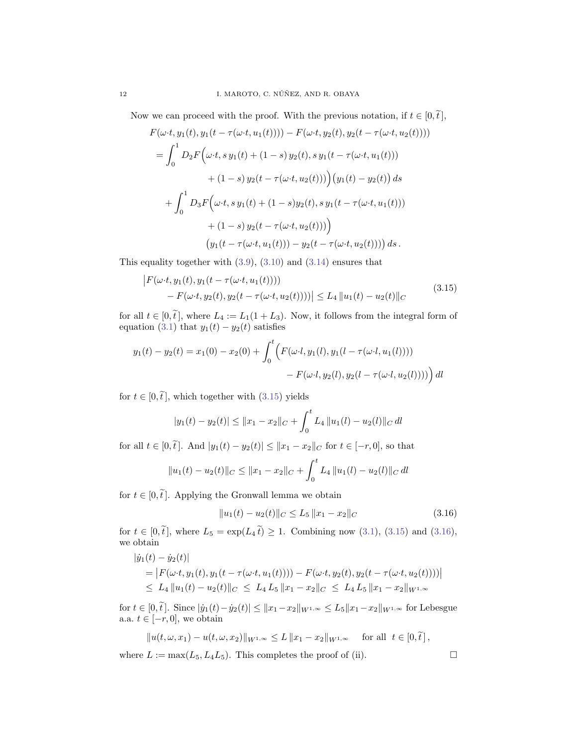Now we can proceed with the proof. With the previous notation, if $t \in [0, \widetilde{t}\,]$,

$$
\begin{aligned}
&F(\omega{\cdot}t, y_1(t), y_1(t-\tau(\omega{\cdot}t, u_1(t)))) - F(\omega{\cdot}t, y_2(t), y_2(t-\tau(\omega{\cdot}t, u_2(t)))) \\
&= \int_0^1 D_2F\Big(\omega{\cdot}t, s\,y_1(t) + (1-s)\,y_2(t), s\,y_1(t-\tau(\omega{\cdot}t, u_1(t))) \\
&\qquad\qquad + (1-s)\,y_2(t-\tau(\omega{\cdot}t, u_2(t)))\Big)\big(y_1(t)-y_2(t)\big)\,ds \\
&\quad + \int_0^1 D_3F\Big(\omega{\cdot}t, s\,y_1(t) + (1-s)y_2(t), s\,y_1(t-\tau(\omega{\cdot}t, u_1(t))) \\
&\qquad\qquad + (1-s)\,y_2(t-\tau(\omega{\cdot}t, u_2(t)))\Big) \\
&\qquad\qquad \big(y_1(t-\tau(\omega{\cdot}t, u_1(t))) - y_2(t-\tau(\omega{\cdot}t, u_2(t)))\big)\,ds\,.
\end{aligned}
$$

This equality together with (3.9), (3.10) and (3.14) ensures that

$$
\begin{aligned}
&\big|F(\omega{\cdot}t, y_1(t), y_1(t-\tau(\omega{\cdot}t, u_1(t)))) \\
&\quad - F(\omega{\cdot}t, y_2(t), y_2(t-\tau(\omega{\cdot}t, u_2(t))))\big| \le L_4\,\|u_1(t)-u_2(t)\|_C
\end{aligned}
\tag{3.15}
$$

for all $t \in [0, \widetilde{t}\,]$, where $L_4 := L_1(1+L_3)$. Now, it follows from the integral form of equation (3.1) that $y_1(t) - y_2(t)$ satisfies

$$
\begin{aligned}
y_1(t) - y_2(t) = x_1(0) - x_2(0) + \int_0^t \Big(&F(\omega{\cdot}l, y_1(l), y_1(l-\tau(\omega{\cdot}l, u_1(l)))) \\
&- F(\omega{\cdot}l, y_2(l), y_2(l-\tau(\omega{\cdot}l, u_2(l))))\Big)\,dl
\end{aligned}
$$

for $t \in [0, \widetilde{t}\,]$, which together with (3.15) yields

$$
|y_1(t) - y_2(t)| \le \|x_1 - x_2\|_C + \int_0^t L_4\,\|u_1(l) - u_2(l)\|_C\,dl
$$

for all $t \in [0, \widetilde{t}\,]$. And $|y_1(t) - y_2(t)| \le \|x_1 - x_2\|_C$ for $t \in [-r, 0]$, so that

$$
\|u_1(t) - u_2(t)\|_C \le \|x_1 - x_2\|_C + \int_0^t L_4\,\|u_1(l) - u_2(l)\|_C\,dl
$$

for $t \in [0, \widetilde{t}\,]$. Applying the Gronwall lemma we obtain

$$
\|u_1(t) - u_2(t)\|_C \le L_5\,\|x_1 - x_2\|_C \tag{3.16}
$$

for $t \in [0, \widetilde{t}\,]$, where $L_5 = \exp(L_4\,\widetilde{t}\,) \ge 1$. Combining now (3.1), (3.15) and (3.16), we obtain

$$
\begin{aligned}
&|\dot{y}_1(t) - \dot{y}_2(t)| \\
&= \big|F(\omega{\cdot}t, y_1(t), y_1(t-\tau(\omega{\cdot}t, u_1(t)))) - F(\omega{\cdot}t, y_2(t), y_2(t-\tau(\omega{\cdot}t, u_2(t))))\big| \\
&\le\; L_4\,\|u_1(t)-u_2(t)\|_C \;\le\; L_4\,L_5\,\|x_1 - x_2\|_C \;\le\; L_4\,L_5\,\|x_1-x_2\|_{W^{1,\infty}}
\end{aligned}
$$

for $t \in [0, \widetilde{t}\,]$. Since $|\dot{y}_1(t) - \dot{y}_2(t)| \le \|x_1 - x_2\|_{W^{1,\infty}} \le L_5\|x_1 - x_2\|_{W^{1,\infty}}$ for Lebesgue a.a. $t \in [-r, 0]$, we obtain

$$
\|u(t, \omega, x_1) - u(t, \omega, x_2)\|_{W^{1,\infty}} \le L\,\|x_1 - x_2\|_{W^{1,\infty}} \quad \text{ for all } \; t \in [0, \widetilde{t}\,]\,,
$$

where $L := \max(L_5, L_4L_5)$. This completes the proof of (ii). □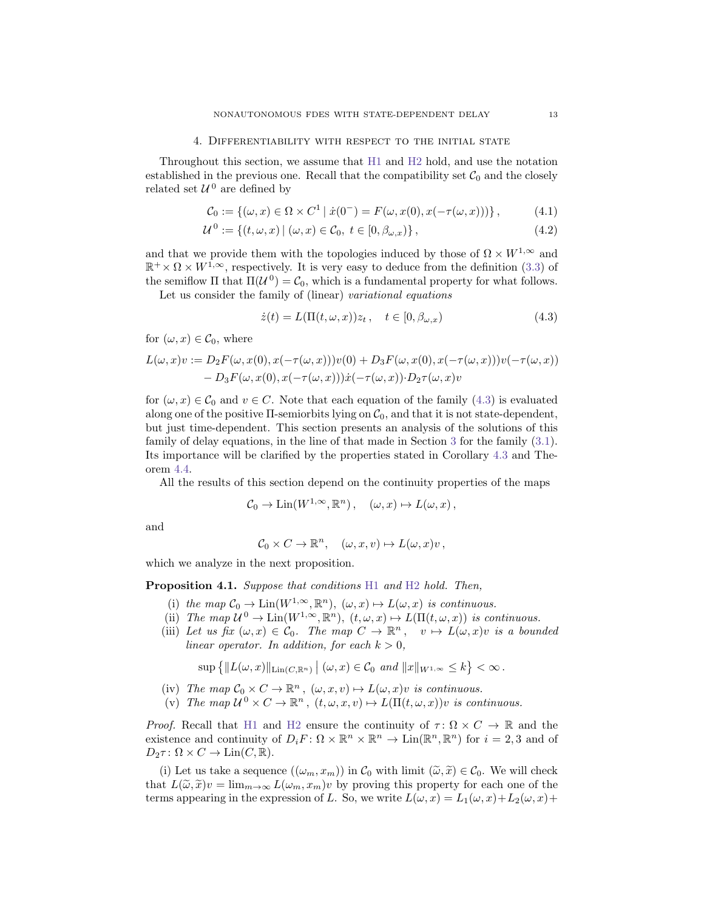## 4. Differentiability with respect to the initial state

Throughout this section, we assume that H1 and H2 hold, and use the notation established in the previous one. Recall that the compatibility set $\mathcal{C}_0$ and the closely related set $\mathcal{U}^0$ are defined by

$$\mathcal{C}_0 := \{(\omega, x) \in \Omega \times C^1 \mid \dot{x}(0^-) = F(\omega, x(0), x(-\tau(\omega, x)))\}\,, \tag{4.1}$$

$$\mathcal{U}^0 := \{(t, \omega, x) \mid (\omega, x) \in \mathcal{C}_0,\ t \in [0, \beta_{\omega,x})\}\,, \tag{4.2}$$

and that we provide them with the topologies induced by those of $\Omega \times W^{1,\infty}$ and $\mathbb{R}^+ \times \Omega \times W^{1,\infty}$, respectively. It is very easy to deduce from the definition (3.3) of the semiflow $\Pi$ that $\Pi(\mathcal{U}^0) = \mathcal{C}_0$, which is a fundamental property for what follows.

Let us consider the family of (linear) *variational equations*

$$\dot{z}(t) = L(\Pi(t, \omega, x))z_t\,, \quad t \in [0, \beta_{\omega,x}) \tag{4.3}$$

for $(\omega, x) \in \mathcal{C}_0$, where

$$\begin{aligned} L(\omega, x)v := {} & D_2F(\omega, x(0), x(-\tau(\omega, x)))v(0) + D_3F(\omega, x(0), x(-\tau(\omega, x)))v(-\tau(\omega, x)) \\ & - D_3F(\omega, x(0), x(-\tau(\omega, x)))\dot{x}(-\tau(\omega, x))\cdot D_2\tau(\omega, x)v \end{aligned}$$

for $(\omega, x) \in \mathcal{C}_0$ and $v \in C$. Note that each equation of the family (4.3) is evaluated along one of the positive $\Pi$-semiorbits lying on $\mathcal{C}_0$, and that it is not state-dependent, but just time-dependent. This section presents an analysis of the solutions of this family of delay equations, in the line of that made in Section 3 for the family (3.1). Its importance will be clarified by the properties stated in Corollary 4.3 and Theorem 4.4.

All the results of this section depend on the continuity properties of the maps

$$\mathcal{C}_0 \to \mathrm{Lin}(W^{1,\infty}, \mathbb{R}^n)\,, \quad (\omega, x) \mapsto L(\omega, x)\,,$$

and

$$\mathcal{C}_0 \times C \to \mathbb{R}^n, \quad (\omega, x, v) \mapsto L(\omega, x)v\,,$$

which we analyze in the next proposition.

**Proposition 4.1.** *Suppose that conditions H1 and H2 hold. Then,*

- (i) *the map $\mathcal{C}_0 \to \mathrm{Lin}(W^{1,\infty}, \mathbb{R}^n)$, $(\omega, x) \mapsto L(\omega, x)$ is continuous.*
- (ii) *The map $\mathcal{U}^0 \to \mathrm{Lin}(W^{1,\infty}, \mathbb{R}^n)$, $(t, \omega, x) \mapsto L(\Pi(t, \omega, x))$ is continuous.*
- (iii) *Let us fix $(\omega, x) \in \mathcal{C}_0$. The map $C \to \mathbb{R}^n$, $v \mapsto L(\omega, x)v$ is a bounded linear operator. In addition, for each $k > 0$,*

$$\sup\left\{\|L(\omega, x)\|_{\mathrm{Lin}(C,\mathbb{R}^n)} \,\middle|\, (\omega, x) \in \mathcal{C}_0 \text{ and } \|x\|_{W^{1,\infty}} \le k\right\} < \infty\,.$$

- (iv) *The map $\mathcal{C}_0 \times C \to \mathbb{R}^n$, $(\omega, x, v) \mapsto L(\omega, x)v$ is continuous.*
- (v) *The map $\mathcal{U}^0 \times C \to \mathbb{R}^n$, $(t, \omega, x, v) \mapsto L(\Pi(t, \omega, x))v$ is continuous.*

*Proof.* Recall that H1 and H2 ensure the continuity of $\tau \colon \Omega \times C \to \mathbb{R}$ and the existence and continuity of $D_iF \colon \Omega \times \mathbb{R}^n \times \mathbb{R}^n \to \mathrm{Lin}(\mathbb{R}^n, \mathbb{R}^n)$ for $i = 2, 3$ and of $D_2\tau \colon \Omega \times C \to \mathrm{Lin}(C, \mathbb{R})$.

(i) Let us take a sequence $((\omega_m, x_m))$ in $\mathcal{C}_0$ with limit $(\widetilde{\omega}, \widetilde{x}) \in \mathcal{C}_0$. We will check that $L(\widetilde{\omega}, \widetilde{x})v = \lim_{m\to\infty} L(\omega_m, x_m)v$ by proving this property for each one of the terms appearing in the expression of $L$. So, we write $L(\omega, x) = L_1(\omega, x) + L_2(\omega, x) +$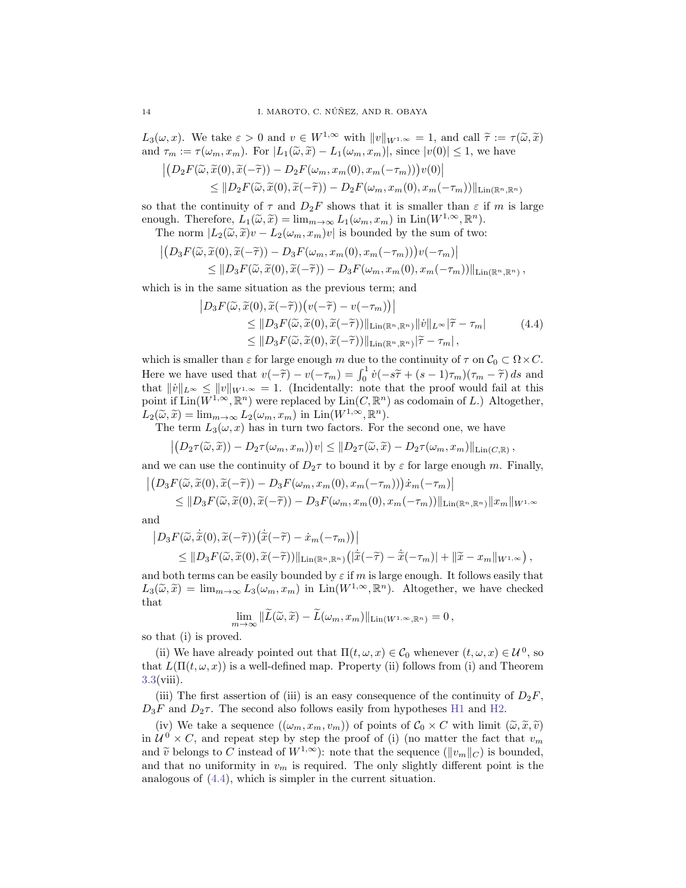$L_3(\omega, x)$. We take $\varepsilon > 0$ and $v \in W^{1,\infty}$ with $\|v\|_{W^{1,\infty}} = 1$, and call $\widetilde{\tau} := \tau(\widetilde{\omega}, \widetilde{x})$ and $\tau_m := \tau(\omega_m, x_m)$. For $|L_1(\widetilde{\omega}, \widetilde{x}) - L_1(\omega_m, x_m)|$, since $|v(0)| \le 1$, we have

$$
\begin{aligned}
&\big|\big(D_2F(\widetilde{\omega}, \widetilde{x}(0), \widetilde{x}(-\widetilde{\tau})) - D_2F(\omega_m, x_m(0), x_m(-\tau_m))\big)v(0)\big| \\
&\qquad \le \|D_2F(\widetilde{\omega}, \widetilde{x}(0), \widetilde{x}(-\widetilde{\tau})) - D_2F(\omega_m, x_m(0), x_m(-\tau_m))\|_{\mathrm{Lin}(\mathbb{R}^n,\mathbb{R}^n)}
\end{aligned}
$$

so that the continuity of $\tau$ and $D_2F$ shows that it is smaller than $\varepsilon$ if $m$ is large enough. Therefore, $L_1(\widetilde{\omega}, \widetilde{x}) = \lim_{m\to\infty} L_1(\omega_m, x_m)$ in $\mathrm{Lin}(W^{1,\infty}, \mathbb{R}^n)$.

The norm $|L_2(\widetilde{\omega}, \widetilde{x})v - L_2(\omega_m, x_m)v|$ is bounded by the sum of two:

$$
\begin{aligned}
&\big|\big(D_3F(\widetilde{\omega}, \widetilde{x}(0), \widetilde{x}(-\widetilde{\tau})) - D_3F(\omega_m, x_m(0), x_m(-\tau_m))\big)v(-\tau_m)\big| \\
&\qquad \le \|D_3F(\widetilde{\omega}, \widetilde{x}(0), \widetilde{x}(-\widetilde{\tau})) - D_3F(\omega_m, x_m(0), x_m(-\tau_m))\|_{\mathrm{Lin}(\mathbb{R}^n,\mathbb{R}^n)}\,,
\end{aligned}
$$

which is in the same situation as the previous term; and

$$
\begin{aligned}
&\big|D_3F(\widetilde{\omega}, \widetilde{x}(0), \widetilde{x}(-\widetilde{\tau}))\big(v(-\widetilde{\tau}) - v(-\tau_m)\big)\big| \\
&\qquad \le \|D_3F(\widetilde{\omega}, \widetilde{x}(0), \widetilde{x}(-\widetilde{\tau}))\|_{\mathrm{Lin}(\mathbb{R}^n,\mathbb{R}^n)}\|\dot{v}\|_{L^\infty}|\widetilde{\tau} - \tau_m| \\
&\qquad \le \|D_3F(\widetilde{\omega}, \widetilde{x}(0), \widetilde{x}(-\widetilde{\tau}))\|_{\mathrm{Lin}(\mathbb{R}^n,\mathbb{R}^n)}|\widetilde{\tau} - \tau_m|\,,
\end{aligned}
\tag{4.4}
$$

which is smaller than $\varepsilon$ for large enough $m$ due to the continuity of $\tau$ on $\mathcal{C}_0 \subset \Omega \times C$. Here we have used that $v(-\widetilde{\tau}) - v(-\tau_m) = \int_0^1 \dot{v}(-s\widetilde{\tau} + (s-1)\tau_m)(\tau_m - \widetilde{\tau})\,ds$ and that $\|\dot{v}\|_{L^\infty} \le \|v\|_{W^{1,\infty}} = 1$. (Incidentally: note that the proof would fail at this point if $\mathrm{Lin}(W^{1,\infty}, \mathbb{R}^n)$ were replaced by $\mathrm{Lin}(C, \mathbb{R}^n)$ as codomain of $L$.) Altogether, $L_2(\widetilde{\omega}, \widetilde{x}) = \lim_{m\to\infty} L_2(\omega_m, x_m)$ in $\mathrm{Lin}(W^{1,\infty}, \mathbb{R}^n)$.

The term $L_3(\omega, x)$ has in turn two factors. For the second one, we have

$$
\big|\big(D_2\tau(\widetilde{\omega}, \widetilde{x})) - D_2\tau(\omega_m, x_m)\big)v\big| \le \|D_2\tau(\widetilde{\omega}, \widetilde{x}) - D_2\tau(\omega_m, x_m)\|_{\mathrm{Lin}(C,\mathbb{R})}\,,
$$

and we can use the continuity of $D_2\tau$ to bound it by $\varepsilon$ for large enough $m$. Finally,

$$
\begin{aligned}
&\big|\big(D_3F(\widetilde{\omega}, \widetilde{x}(0), \widetilde{x}(-\widetilde{\tau})) - D_3F(\omega_m, x_m(0), x_m(-\tau_m))\big)\dot{x}_m(-\tau_m)\big| \\
&\qquad \le \|D_3F(\widetilde{\omega}, \widetilde{x}(0), \widetilde{x}(-\widetilde{\tau})) - D_3F(\omega_m, x_m(0), x_m(-\tau_m))\|_{\mathrm{Lin}(\mathbb{R}^n,\mathbb{R}^n)}\|x_m\|_{W^{1,\infty}}
\end{aligned}
$$

and

$$
\begin{aligned}
&\big|D_3F(\widetilde{\omega}, \dot{\widetilde{x}}(0), \widetilde{x}(-\widetilde{\tau}))\big(\dot{\widetilde{x}}(-\widetilde{\tau}) - \dot{x}_m(-\tau_m)\big)\big| \\
&\qquad \le \|D_3F(\widetilde{\omega}, \widetilde{x}(0), \widetilde{x}(-\widetilde{\tau}))\|_{\mathrm{Lin}(\mathbb{R}^n,\mathbb{R}^n)}\big(|\dot{\widetilde{x}}(-\widetilde{\tau}) - \dot{\widetilde{x}}(-\tau_m)| + \|\widetilde{x} - x_m\|_{W^{1,\infty}}\big)\,,
\end{aligned}
$$

and both terms can be easily bounded by $\varepsilon$ if $m$ is large enough. It follows easily that $L_3(\widetilde{\omega}, \widetilde{x}) = \lim_{m\to\infty} L_3(\omega_m, x_m)$ in $\mathrm{Lin}(W^{1,\infty}, \mathbb{R}^n)$. Altogether, we have checked that

$$
\lim_{m\to\infty} \|\widetilde{L}(\widetilde{\omega}, \widetilde{x}) - \widetilde{L}(\omega_m, x_m)\|_{\mathrm{Lin}(W^{1,\infty},\mathbb{R}^n)} = 0\,,
$$

so that (i) is proved.

(ii) We have already pointed out that $\Pi(t, \omega, x) \in \mathcal{C}_0$ whenever $(t, \omega, x) \in \mathcal{U}^0$, so that $L(\Pi(t, \omega, x))$ is a well-defined map. Property (ii) follows from (i) and Theorem 3.3(viii).

(iii) The first assertion of (iii) is an easy consequence of the continuity of $D_2F$, $D_3F$ and $D_2\tau$. The second also follows easily from hypotheses H1 and H2.

(iv) We take a sequence $((\omega_m, x_m, v_m))$ of points of $\mathcal{C}_0 \times C$ with limit $(\widetilde{\omega}, \widetilde{x}, \widetilde{v})$ in $\mathcal{U}^0 \times C$, and repeat step by step the proof of (i) (no matter the fact that $v_m$ and $\widetilde{v}$ belongs to $C$ instead of $W^{1,\infty}$): note that the sequence $(\|v_m\|_C)$ is bounded, and that no uniformity in $v_m$ is required. The only slightly different point is the analogous of (4.4), which is simpler in the current situation.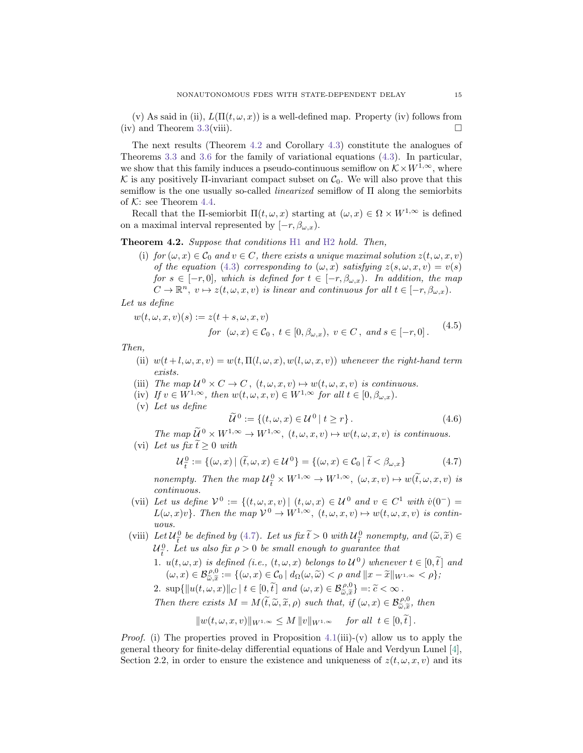(v) As said in (ii), $L(\Pi(t,\omega,x))$ is a well-defined map. Property (iv) follows from (iv) and Theorem 3.3(viii). $\square$

The next results (Theorem 4.2 and Corollary 4.3) constitute the analogues of Theorems 3.3 and 3.6 for the family of variational equations (4.3). In particular, we show that this family induces a pseudo-continuous semiflow on $\mathcal{K}\times W^{1,\infty}$, where $\mathcal{K}$ is any positively $\Pi$-invariant compact subset on $\mathcal{C}_0$. We will also prove that this semiflow is the one usually so-called *linearized* semiflow of $\Pi$ along the semiorbits of $\mathcal{K}$: see Theorem 4.4.

Recall that the $\Pi$-semiorbit $\Pi(t,\omega,x)$ starting at $(\omega,x)\in\Omega\times W^{1,\infty}$ is defined on a maximal interval represented by $[-r,\beta_{\omega,x})$.

**Theorem 4.2.** *Suppose that conditions H1 and H2 hold. Then,*

(i) *for $(\omega,x)\in\mathcal{C}_0$ and $v\in C$, there exists a unique maximal solution $z(t,\omega,x,v)$ of the equation (4.3) corresponding to $(\omega,x)$ satisfying $z(s,\omega,x,v)=v(s)$ for $s\in[-r,0]$, which is defined for $t\in[-r,\beta_{\omega,x})$. In addition, the map $C\to\mathbb{R}^n,\ v\mapsto z(t,\omega,x,v)$ is linear and continuous for all $t\in[-r,\beta_{\omega,x})$.*

*Let us define*

$$
\begin{aligned}
w(t,\omega,x,v)(s) &:= z(t+s,\omega,x,v)\\
&\qquad\qquad \text{for } (\omega,x)\in\mathcal{C}_0\,,\ t\in[0,\beta_{\omega,x}),\ v\in C\,,\ \text{and } s\in[-r,0]\,.
\end{aligned}
\tag{4.5}
$$

*Then,*

(ii) *$w(t+l,\omega,x,v)=w(t,\Pi(l,\omega,x),w(l,\omega,x,v))$ whenever the right-hand term exists.*

(iii) *The map $\mathcal{U}^0\times C\to C\,,\ (t,\omega,x,v)\mapsto w(t,\omega,x,v)$ is continuous.*

(iv) *If $v\in W^{1,\infty}$, then $w(t,\omega,x,v)\in W^{1,\infty}$ for all $t\in[0,\beta_{\omega,x})$.*

(v) *Let us define*

$$
\widetilde{\mathcal{U}}^0:=\{(t,\omega,x)\in\mathcal{U}^0\,|\,t\ge r\}\,. \tag{4.6}
$$

*The map $\widetilde{\mathcal{U}}^0\times W^{1,\infty}\to W^{1,\infty},\ (t,\omega,x,v)\mapsto w(t,\omega,x,v)$ is continuous.*

(vi) *Let us fix $\widetilde{t}\ge 0$ with*

$$
\mathcal{U}^0_{\widetilde{t}}:=\{(\omega,x)\,|\,(\widetilde{t},\omega,x)\in\mathcal{U}^0\}=\{(\omega,x)\in\mathcal{C}_0\,|\,\widetilde{t}<\beta_{\omega,x}\} \tag{4.7}
$$

*nonempty. Then the map $\mathcal{U}^0_{\widetilde{t}}\times W^{1,\infty}\to W^{1,\infty},\ (\omega,x,v)\mapsto w(\widetilde{t},\omega,x,v)$ is continuous.*

(vii) *Let us define $\mathcal{V}^0:=\{(t,\omega,x,v)\,|\,(t,\omega,x)\in\mathcal{U}^0$ and $v\in C^1$ with $\dot v(0^-)=L(\omega,x)v\}$. Then the map $\mathcal{V}^0\to W^{1,\infty},\ (t,\omega,x,v)\mapsto w(t,\omega,x,v)$ is continuous.*

(viii) *Let $\mathcal{U}^0_{\widetilde{t}}$ be defined by (4.7). Let us fix $\widetilde{t}>0$ with $\mathcal{U}^0_{\widetilde{t}}$ nonempty, and $(\widetilde{\omega},\widetilde{x})\in\mathcal{U}^0_{\widetilde{t}}$. Let us also fix $\rho>0$ be small enough to guarantee that*

1. *$u(t,\omega,x)$ is defined (i.e., $(t,\omega,x)$ belongs to $\mathcal{U}^0$) whenever $t\in[0,\widetilde{t}\,]$ and $(\omega,x)\in\mathcal{B}^{\rho,0}_{\widetilde{\omega},\widetilde{x}}:=\{(\omega,x)\in\mathcal{C}_0\,|\,d_\Omega(\omega,\widetilde{\omega})<\rho$ and $\|x-\widetilde{x}\|_{W^{1,\infty}}<\rho\}$;*
2. *$\sup\{\|u(t,\omega,x)\|_C\,|\,t\in[0,\widetilde{t}\,]$ and $(\omega,x)\in\mathcal{B}^{\rho,0}_{\widetilde{\omega},\widetilde{x}}\}=:\widetilde{c}<\infty\,.$*

*Then there exists $M=M(\widetilde{t},\widetilde{\omega},\widetilde{x},\rho)$ such that, if $(\omega,x)\in\mathcal{B}^{\rho,0}_{\widetilde{\omega},\widetilde{x}}$, then*

$$
\|w(t,\omega,x,v)\|_{W^{1,\infty}}\le M\,\|v\|_{W^{1,\infty}}\qquad \text{for all } t\in[0,\widetilde{t}\,]\,.
$$

*Proof.* (i) The properties proved in Proposition 4.1(iii)-(v) allow us to apply the general theory for finite-delay differential equations of Hale and Verdyun Lunel [4], Section 2.2, in order to ensure the existence and uniqueness of $z(t,\omega,x,v)$ and its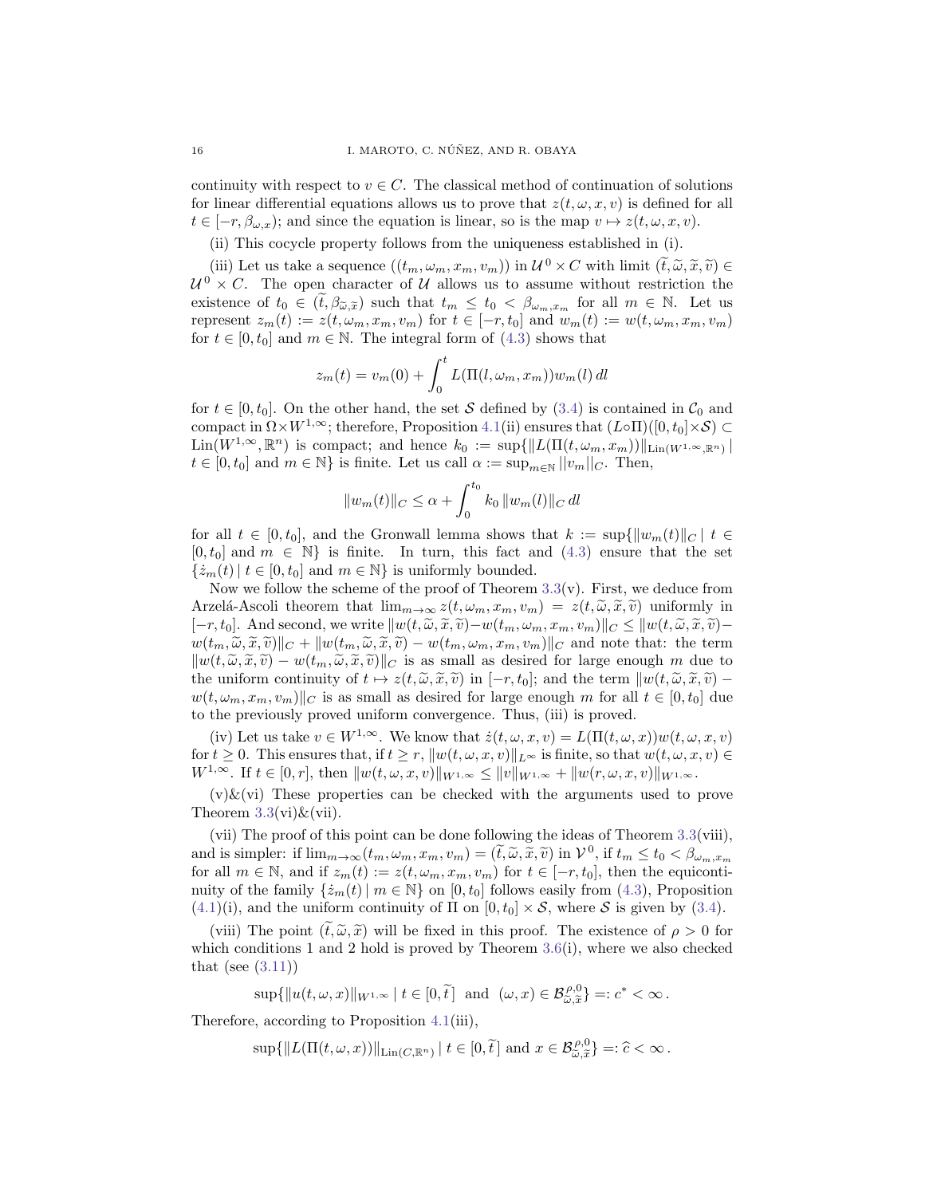continuity with respect to $v \in C$. The classical method of continuation of solutions for linear differential equations allows us to prove that $z(t, \omega, x, v)$ is defined for all $t \in [-r, \beta_{\omega,x})$; and since the equation is linear, so is the map $v \mapsto z(t, \omega, x, v)$.

(ii) This cocycle property follows from the uniqueness established in (i).

(iii) Let us take a sequence $((t_m, \omega_m, x_m, v_m))$ in $\mathcal{U}^0 \times C$ with limit $(\widetilde{t}, \widetilde{\omega}, \widetilde{x}, \widetilde{v}) \in \mathcal{U}^0 \times C$. The open character of $\mathcal{U}$ allows us to assume without restriction the existence of $t_0 \in (\widetilde{t}, \beta_{\widetilde{\omega},\widetilde{x}})$ such that $t_m \le t_0 < \beta_{\omega_m,x_m}$ for all $m \in \mathbb{N}$. Let us represent $z_m(t) := z(t, \omega_m, x_m, v_m)$ for $t \in [-r, t_0]$ and $w_m(t) := w(t, \omega_m, x_m, v_m)$ for $t \in [0, t_0]$ and $m \in \mathbb{N}$. The integral form of (4.3) shows that

$$z_m(t) = v_m(0) + \int_0^t L(\Pi(l, \omega_m, x_m)) w_m(l)\, dl$$

for $t \in [0, t_0]$. On the other hand, the set $\mathcal{S}$ defined by (3.4) is contained in $\mathcal{C}_0$ and compact in $\Omega \times W^{1,\infty}$; therefore, Proposition 4.1(ii) ensures that $(L \circ \Pi)([0, t_0] \times \mathcal{S}) \subset \mathrm{Lin}(W^{1,\infty}, \mathbb{R}^n)$ is compact; and hence $k_0 := \sup\{\|L(\Pi(t, \omega_m, x_m))\|_{\mathrm{Lin}(W^{1,\infty},\mathbb{R}^n)} \mid t \in [0, t_0] \text{ and } m \in \mathbb{N}\}$ is finite. Let us call $\alpha := \sup_{m\in\mathbb{N}} \|v_m\|_C$. Then,

$$\|w_m(t)\|_C \le \alpha + \int_0^{t_0} k_0\, \|w_m(l)\|_C\, dl$$

for all $t \in [0, t_0]$, and the Gronwall lemma shows that $k := \sup\{\|w_m(t)\|_C \mid t \in [0, t_0] \text{ and } m \in \mathbb{N}\}$ is finite. In turn, this fact and (4.3) ensure that the set $\{\dot{z}_m(t) \mid t \in [0, t_0] \text{ and } m \in \mathbb{N}\}$ is uniformly bounded.

Now we follow the scheme of the proof of Theorem 3.3(v). First, we deduce from Arzelá-Ascoli theorem that $\lim_{m\to\infty} z(t, \omega_m, x_m, v_m) = z(t, \widetilde{\omega}, \widetilde{x}, \widetilde{v})$ uniformly in $[-r, t_0]$. And second, we write $\|w(t, \widetilde{\omega}, \widetilde{x}, \widetilde{v}) - w(t_m, \omega_m, x_m, v_m)\|_C \le \|w(t, \widetilde{\omega}, \widetilde{x}, \widetilde{v}) - w(t_m, \widetilde{\omega}, \widetilde{x}, \widetilde{v})\|_C + \|w(t_m, \widetilde{\omega}, \widetilde{x}, \widetilde{v}) - w(t_m, \omega_m, x_m, v_m)\|_C$ and note that: the term $\|w(t, \widetilde{\omega}, \widetilde{x}, \widetilde{v}) - w(t_m, \widetilde{\omega}, \widetilde{x}, \widetilde{v})\|_C$ is as small as desired for large enough $m$ due to the uniform continuity of $t \mapsto z(t, \widetilde{\omega}, \widetilde{x}, \widetilde{v})$ in $[-r, t_0]$; and the term $\|w(t, \widetilde{\omega}, \widetilde{x}, \widetilde{v}) - w(t, \omega_m, x_m, v_m)\|_C$ is as small as desired for large enough $m$ for all $t \in [0, t_0]$ due to the previously proved uniform convergence. Thus, (iii) is proved.

(iv) Let us take $v \in W^{1,\infty}$. We know that $\dot{z}(t, \omega, x, v) = L(\Pi(t, \omega, x)) w(t, \omega, x, v)$ for $t \ge 0$. This ensures that, if $t \ge r$, $\|w(t, \omega, x, v)\|_{L^\infty}$ is finite, so that $w(t, \omega, x, v) \in W^{1,\infty}$. If $t \in [0, r]$, then $\|w(t, \omega, x, v)\|_{W^{1,\infty}} \le \|v\|_{W^{1,\infty}} + \|w(r, \omega, x, v)\|_{W^{1,\infty}}$.

(v)&(vi) These properties can be checked with the arguments used to prove Theorem 3.3(vi)&(vii).

(vii) The proof of this point can be done following the ideas of Theorem 3.3(viii), and is simpler: if $\lim_{m\to\infty}(t_m, \omega_m, x_m, v_m) = (\widetilde{t}, \widetilde{\omega}, \widetilde{x}, \widetilde{v})$ in $\mathcal{V}^0$, if $t_m \le t_0 < \beta_{\omega_m,x_m}$ for all $m \in \mathbb{N}$, and if $z_m(t) := z(t, \omega_m, x_m, v_m)$ for $t \in [-r, t_0]$, then the equicontinuity of the family $\{\dot{z}_m(t) \mid m \in \mathbb{N}\}$ on $[0, t_0]$ follows easily from (4.3), Proposition (4.1)(i), and the uniform continuity of $\Pi$ on $[0, t_0] \times \mathcal{S}$, where $\mathcal{S}$ is given by (3.4).

(viii) The point $(\widetilde{t}, \widetilde{\omega}, \widetilde{x})$ will be fixed in this proof. The existence of $\rho > 0$ for which conditions 1 and 2 hold is proved by Theorem 3.6(i), where we also checked that (see (3.11))

$$\sup\{\|u(t, \omega, x)\|_{W^{1,\infty}} \mid t \in [0, \widetilde{t}\,] \;\text{ and }\; (\omega, x) \in \mathcal{B}^{\rho,0}_{\widetilde{\omega},\widetilde{x}}\} =: c^* < \infty\,.$$

Therefore, according to Proposition 4.1(iii),

$$\sup\{\|L(\Pi(t, \omega, x))\|_{\mathrm{Lin}(C,\mathbb{R}^n)} \mid t \in [0, \widetilde{t}\,] \text{ and } x \in \mathcal{B}^{\rho,0}_{\widetilde{\omega},\widetilde{x}}\} =: \widehat{c} < \infty\,.$$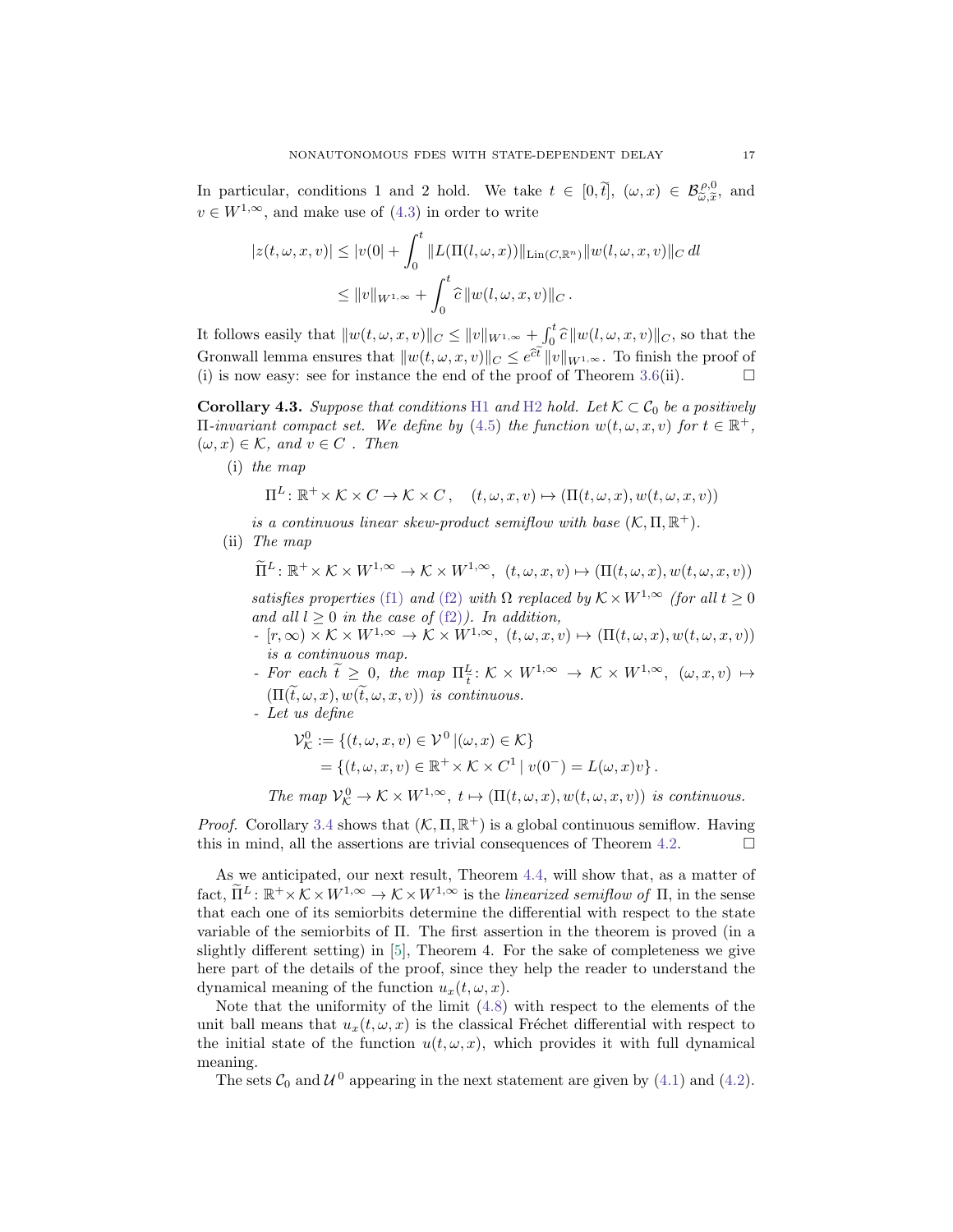In particular, conditions 1 and 2 hold. We take $t \in [0, \widetilde{t}]$, $(\omega, x) \in \mathcal{B}^{\rho,0}_{\widetilde{\omega},\widetilde{x}}$, and $v \in W^{1,\infty}$, and make use of (4.3) in order to write

$$|z(t,\omega,x,v)| \le |v(0| + \int_0^t \|L(\Pi(l,\omega,x))\|_{\mathrm{Lin}(C,\mathbb{R}^n)} \|w(l,\omega,x,v)\|_C \, dl$$
$$\le \|v\|_{W^{1,\infty}} + \int_0^t \widehat{c}\, \|w(l,\omega,x,v)\|_C \,.$$

It follows easily that $\|w(t,\omega,x,v)\|_C \le \|v\|_{W^{1,\infty}} + \int_0^t \widehat{c}\,\|w(l,\omega,x,v)\|_C$, so that the Gronwall lemma ensures that $\|w(t,\omega,x,v)\|_C \le e^{\widehat{c}t}\,\|v\|_{W^{1,\infty}}$. To finish the proof of (i) is now easy: see for instance the end of the proof of Theorem 3.6(ii). $\square$

**Corollary 4.3.** *Suppose that conditions H1 and H2 hold. Let $\mathcal{K} \subset \mathcal{C}_0$ be a positively $\Pi$-invariant compact set. We define by (4.5) the function $w(t,\omega,x,v)$ for $t \in \mathbb{R}^+$, $(\omega,x) \in \mathcal{K}$, and $v \in C$ . Then*

(i) *the map*

$$\Pi^L \colon \mathbb{R}^+ \times \mathcal{K} \times C \to \mathcal{K} \times C\,, \quad (t,\omega,x,v) \mapsto (\Pi(t,\omega,x), w(t,\omega,x,v))$$

*is a continuous linear skew-product semiflow with base $(\mathcal{K},\Pi,\mathbb{R}^+)$.*

(ii) *The map*

$$\widetilde{\Pi}^L \colon \mathbb{R}^+ \times \mathcal{K} \times W^{1,\infty} \to \mathcal{K} \times W^{1,\infty}, \;\; (t,\omega,x,v) \mapsto (\Pi(t,\omega,x), w(t,\omega,x,v))$$

*satisfies properties (f1) and (f2) with $\Omega$ replaced by $\mathcal{K} \times W^{1,\infty}$ (for all $t \ge 0$ and all $l \ge 0$ in the case of (f2)). In addition,*

- *$[r,\infty) \times \mathcal{K} \times W^{1,\infty} \to \mathcal{K} \times W^{1,\infty}$, $(t,\omega,x,v) \mapsto (\Pi(t,\omega,x), w(t,\omega,x,v))$ is a continuous map.*
- *For each $\widetilde{t} \ge 0$, the map $\Pi^L_{\widetilde{t}} \colon \mathcal{K} \times W^{1,\infty} \to \mathcal{K} \times W^{1,\infty}$, $(\omega,x,v) \mapsto (\Pi(\widetilde{t},\omega,x), w(\widetilde{t},\omega,x,v))$ is continuous.*
- *Let us define*

$$\mathcal{V}^0_{\mathcal{K}} := \{(t,\omega,x,v) \in \mathcal{V}^0 \,|(\omega,x) \in \mathcal{K}\}$$
$$= \{(t,\omega,x,v) \in \mathbb{R}^+ \times \mathcal{K} \times C^1 \,|\, v(0^-) = L(\omega,x)v\}\,.$$

*The map $\mathcal{V}^0_{\mathcal{K}} \to \mathcal{K} \times W^{1,\infty}$, $t \mapsto (\Pi(t,\omega,x), w(t,\omega,x,v))$ is continuous.*

*Proof.* Corollary 3.4 shows that $(\mathcal{K},\Pi,\mathbb{R}^+)$ is a global continuous semiflow. Having this in mind, all the assertions are trivial consequences of Theorem 4.2. $\square$

As we anticipated, our next result, Theorem 4.4, will show that, as a matter of fact, $\widetilde{\Pi}^L \colon \mathbb{R}^+ \times \mathcal{K} \times W^{1,\infty} \to \mathcal{K} \times W^{1,\infty}$ is the *linearized semiflow of* $\Pi$, in the sense that each one of its semiorbits determine the differential with respect to the state variable of the semiorbits of $\Pi$. The first assertion in the theorem is proved (in a slightly different setting) in [5], Theorem 4. For the sake of completeness we give here part of the details of the proof, since they help the reader to understand the dynamical meaning of the function $u_x(t,\omega,x)$.

Note that the uniformity of the limit (4.8) with respect to the elements of the unit ball means that $u_x(t,\omega,x)$ is the classical Fréchet differential with respect to the initial state of the function $u(t,\omega,x)$, which provides it with full dynamical meaning.

The sets $\mathcal{C}_0$ and $\mathcal{U}^0$ appearing in the next statement are given by (4.1) and (4.2).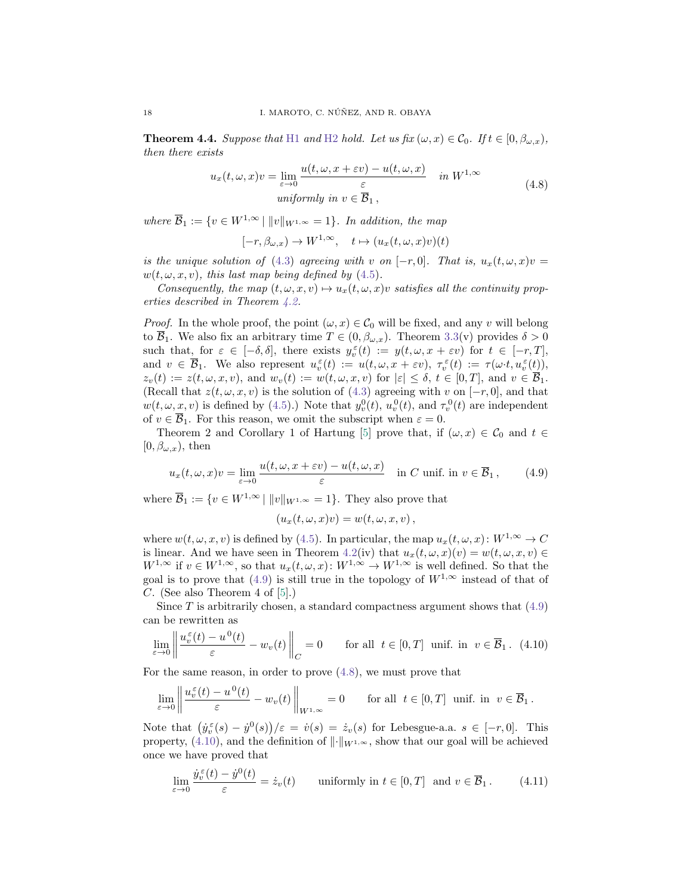**Theorem 4.4.** *Suppose that* H1 *and* H2 *hold. Let us fix* $(\omega, x) \in \mathcal{C}_0$. *If* $t \in [0, \beta_{\omega,x})$, *then there exists*

$$u_x(t,\omega,x)v = \lim_{\varepsilon\to 0} \frac{u(t,\omega,x+\varepsilon v) - u(t,\omega,x)}{\varepsilon} \quad \textit{in } W^{1,\infty} \\ \textit{uniformly in } v \in \overline{\mathcal{B}}_1\,, \tag{4.8}$$

*where* $\overline{\mathcal{B}}_1 := \{v \in W^{1,\infty} \mid \|v\|_{W^{1,\infty}} = 1\}$. *In addition, the map*

$$[-r, \beta_{\omega,x}) \to W^{1,\infty}, \quad t \mapsto (u_x(t,\omega,x)v)(t)$$

*is the unique solution of* (4.3) *agreeing with* $v$ *on* $[-r,0]$. *That is,* $u_x(t,\omega,x)v = w(t,\omega,x,v)$, *this last map being defined by* (4.5).

*Consequently, the map* $(t,\omega,x,v) \mapsto u_x(t,\omega,x)v$ *satisfies all the continuity properties described in Theorem 4.2.*

*Proof.* In the whole proof, the point $(\omega,x) \in \mathcal{C}_0$ will be fixed, and any $v$ will belong to $\overline{\mathcal{B}}_1$. We also fix an arbitrary time $T \in (0, \beta_{\omega,x})$. Theorem 3.3(v) provides $\delta > 0$ such that, for $\varepsilon \in [-\delta, \delta]$, there exists $y_v^\varepsilon(t) := y(t,\omega,x+\varepsilon v)$ for $t \in [-r,T]$, and $v \in \overline{\mathcal{B}}_1$. We also represent $u_v^\varepsilon(t) := u(t,\omega,x+\varepsilon v)$, $\tau_v^\varepsilon(t) := \tau(\omega{\cdot}t, u_v^\varepsilon(t))$, $z_v(t) := z(t,\omega,x,v)$, and $w_v(t) := w(t,\omega,x,v)$ for $|\varepsilon| \le \delta$, $t \in [0,T]$, and $v \in \overline{\mathcal{B}}_1$. (Recall that $z(t,\omega,x,v)$ is the solution of (4.3) agreeing with $v$ on $[-r,0]$, and that $w(t,\omega,x,v)$ is defined by (4.5).) Note that $y_v^0(t)$, $u_v^0(t)$, and $\tau_v^0(t)$ are independent of $v \in \overline{\mathcal{B}}_1$. For this reason, we omit the subscript when $\varepsilon = 0$.

Theorem 2 and Corollary 1 of Hartung [5] prove that, if $(\omega,x) \in \mathcal{C}_0$ and $t \in [0, \beta_{\omega,x})$, then

$$u_x(t,\omega,x)v = \lim_{\varepsilon\to 0} \frac{u(t,\omega,x+\varepsilon v) - u(t,\omega,x)}{\varepsilon} \quad \text{in } C \text{ unif. in } v \in \overline{\mathcal{B}}_1\,, \tag{4.9}$$

where $\overline{\mathcal{B}}_1 := \{v \in W^{1,\infty} \mid \|v\|_{W^{1,\infty}} = 1\}$. They also prove that

$$(u_x(t,\omega,x)v) = w(t,\omega,x,v)\,,$$

where $w(t,\omega,x,v)$ is defined by (4.5). In particular, the map $u_x(t,\omega,x)\colon W^{1,\infty} \to C$ is linear. And we have seen in Theorem 4.2(iv) that $u_x(t,\omega,x)(v) = w(t,\omega,x,v) \in W^{1,\infty}$ if $v \in W^{1,\infty}$, so that $u_x(t,\omega,x)\colon W^{1,\infty} \to W^{1,\infty}$ is well defined. So that the goal is to prove that (4.9) is still true in the topology of $W^{1,\infty}$ instead of that of $C$. (See also Theorem 4 of [5].)

Since $T$ is arbitrarily chosen, a standard compactness argument shows that (4.9) can be rewritten as

$$\lim_{\varepsilon\to 0} \left\| \frac{u_v^\varepsilon(t) - u^0(t)}{\varepsilon} - w_v(t) \right\|_C = 0 \qquad \text{for all } t \in [0,T] \text{ unif. in } v \in \overline{\mathcal{B}}_1\,. \tag{4.10}$$

For the same reason, in order to prove (4.8), we must prove that

$$\lim_{\varepsilon\to 0} \left\| \frac{u_v^\varepsilon(t) - u^0(t)}{\varepsilon} - w_v(t) \right\|_{W^{1,\infty}} = 0 \qquad \text{for all } t \in [0,T] \text{ unif. in } v \in \overline{\mathcal{B}}_1\,.$$

Note that $\big(\dot y_v^\varepsilon(s) - \dot y^0(s)\big)/\varepsilon = \dot v(s) = \dot z_v(s)$ for Lebesgue-a.a. $s \in [-r,0]$. This property, (4.10), and the definition of $\|{\cdot}\|_{W^{1,\infty}}$, show that our goal will be achieved once we have proved that

$$\lim_{\varepsilon\to 0} \frac{\dot y_v^\varepsilon(t) - \dot y^0(t)}{\varepsilon} = \dot z_v(t) \qquad \text{uniformly in } t \in [0,T] \text{ and } v \in \overline{\mathcal{B}}_1\,. \tag{4.11}$$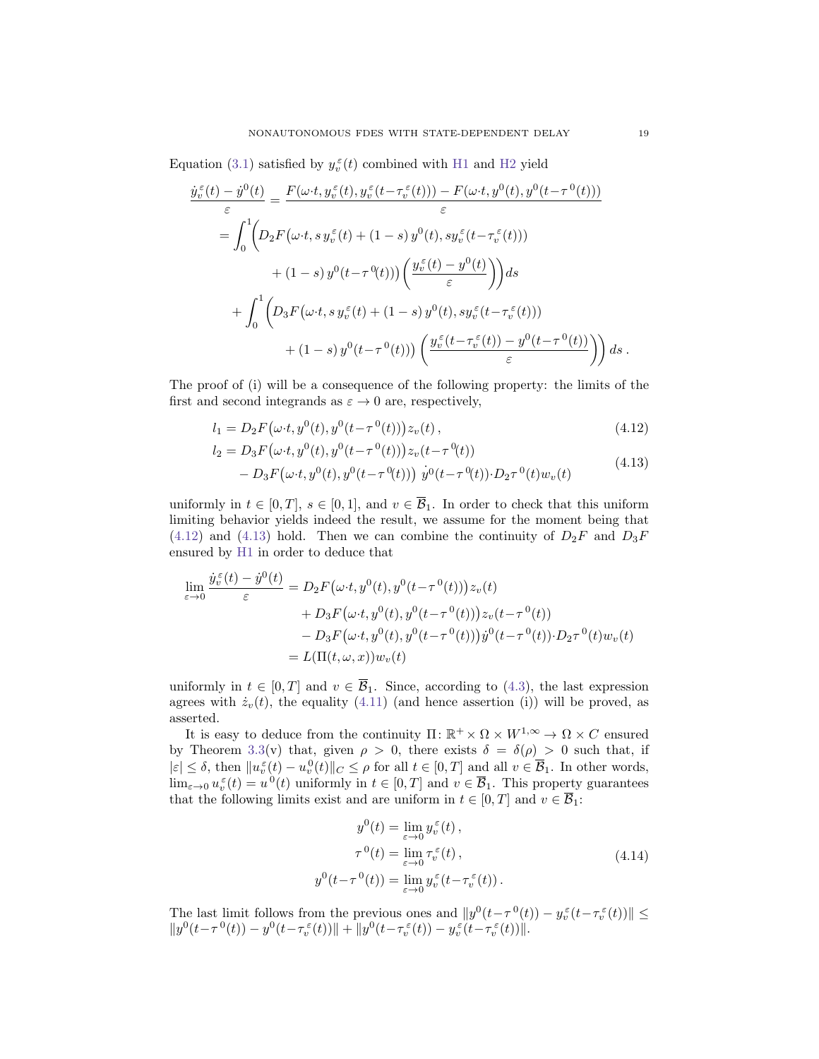Equation (3.1) satisfied by $y_v^\varepsilon(t)$ combined with H1 and H2 yield

$$
\begin{aligned}
\frac{\dot y_v^\varepsilon(t)-\dot y^0(t)}{\varepsilon} &= \frac{F(\omega{\cdot}t, y_v^\varepsilon(t), y_v^\varepsilon(t-\tau_v^\varepsilon(t))) - F(\omega{\cdot}t, y^0(t), y^0(t-\tau^0(t)))}{\varepsilon} \\
&= \int_0^1 \Big( D_2F\big(\omega{\cdot}t, s\, y_v^\varepsilon(t) + (1-s)\, y^0(t), s y_v^\varepsilon(t-\tau_v^\varepsilon(t)) \\
&\qquad\qquad + (1-s)\, y^0(t-\tau^0(t))\big) \left(\frac{y_v^\varepsilon(t)-y^0(t)}{\varepsilon}\right)\Big) ds \\
&\quad + \int_0^1 \left( D_3F\big(\omega{\cdot}t, s\, y_v^\varepsilon(t) + (1-s)\, y^0(t), s y_v^\varepsilon(t-\tau_v^\varepsilon(t)) \right. \\
&\qquad\qquad \left. + (1-s)\, y^0(t-\tau^0(t))\big) \left(\frac{y_v^\varepsilon(t-\tau_v^\varepsilon(t))-y^0(t-\tau^0(t))}{\varepsilon}\right)\right) ds\,.
\end{aligned}
$$

The proof of (i) will be a consequence of the following property: the limits of the first and second integrands as $\varepsilon \to 0$ are, respectively,

$$
l_1 = D_2F\big(\omega{\cdot}t, y^0(t), y^0(t-\tau^0(t))\big) z_v(t)\,, \tag{4.12}
$$

$$
\begin{aligned}
l_2 &= D_3F\big(\omega{\cdot}t, y^0(t), y^0(t-\tau^0(t))\big) z_v(t-\tau^0(t)) \\
&\quad - D_3F\big(\omega{\cdot}t, y^0(t), y^0(t-\tau^0(t))\big)\, \dot y^0(t-\tau^0(t)){\cdot} D_2\tau^0(t) w_v(t)
\end{aligned} \tag{4.13}
$$

uniformly in $t \in [0,T]$, $s \in [0,1]$, and $v \in \overline{\mathcal{B}}_1$. In order to check that this uniform limiting behavior yields the result, we assume for the moment being that (4.12) and (4.13) hold. Then we can combine the continuity of $D_2F$ and $D_3F$ ensured by H1 in order to deduce that

$$
\begin{aligned}
\lim_{\varepsilon\to 0} \frac{\dot y_v^\varepsilon(t)-\dot y^0(t)}{\varepsilon} &= D_2F\big(\omega{\cdot}t, y^0(t), y^0(t-\tau^0(t))\big) z_v(t) \\
&\quad + D_3F\big(\omega{\cdot}t, y^0(t), y^0(t-\tau^0(t))\big) z_v(t-\tau^0(t)) \\
&\quad - D_3F\big(\omega{\cdot}t, y^0(t), y^0(t-\tau^0(t))\big) \dot y^0(t-\tau^0(t)){\cdot} D_2\tau^0(t) w_v(t) \\
&= L(\Pi(t,\omega,x)) w_v(t)
\end{aligned}
$$

uniformly in $t \in [0,T]$ and $v \in \overline{\mathcal{B}}_1$. Since, according to (4.3), the last expression agrees with $\dot z_v(t)$, the equality (4.11) (and hence assertion (i)) will be proved, as asserted.

It is easy to deduce from the continuity $\Pi\colon \mathbb{R}^+ \times \Omega \times W^{1,\infty} \to \Omega \times C$ ensured by Theorem 3.3(v) that, given $\rho > 0$, there exists $\delta = \delta(\rho) > 0$ such that, if $|\varepsilon| \le \delta$, then $\|u_v^\varepsilon(t) - u_v^0(t)\|_C \le \rho$ for all $t \in [0,T]$ and all $v \in \overline{\mathcal{B}}_1$. In other words, $\lim_{\varepsilon\to 0} u_v^\varepsilon(t) = u^0(t)$ uniformly in $t \in [0,T]$ and $v \in \overline{\mathcal{B}}_1$. This property guarantees that the following limits exist and are uniform in $t \in [0,T]$ and $v \in \overline{\mathcal{B}}_1$:

$$
\begin{aligned}
y^0(t) &= \lim_{\varepsilon\to 0} y_v^\varepsilon(t)\,, \\
\tau^0(t) &= \lim_{\varepsilon\to 0} \tau_v^\varepsilon(t)\,, \\
y^0(t-\tau^0(t)) &= \lim_{\varepsilon\to 0} y_v^\varepsilon(t-\tau_v^\varepsilon(t))\,.
\end{aligned} \tag{4.14}
$$

The last limit follows from the previous ones and $\|y^0(t-\tau^0(t)) - y_v^\varepsilon(t-\tau_v^\varepsilon(t))\| \le \|y^0(t-\tau^0(t)) - y^0(t-\tau_v^\varepsilon(t))\| + \|y^0(t-\tau_v^\varepsilon(t)) - y_v^\varepsilon(t-\tau_v^\varepsilon(t))\|$.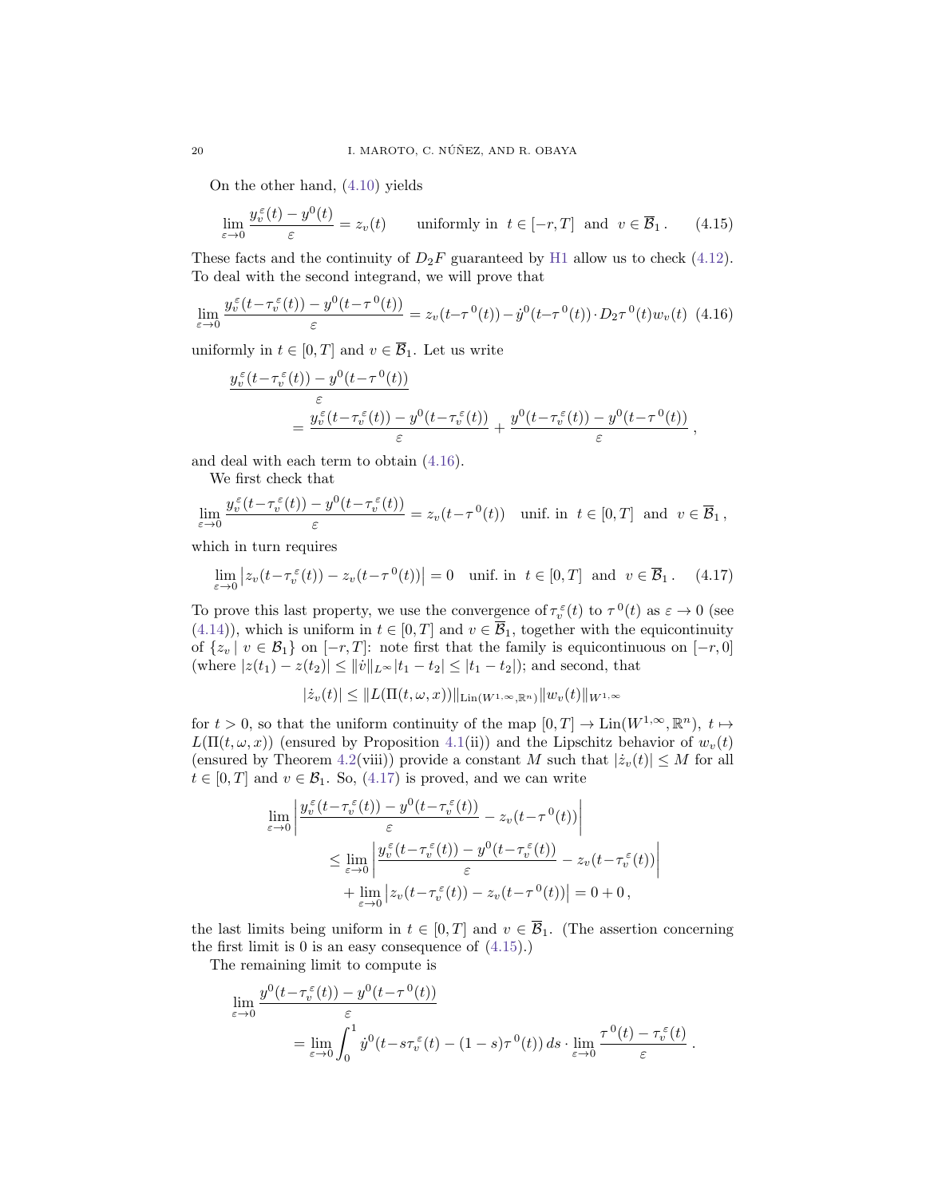On the other hand, (4.10) yields

$$\lim_{\varepsilon\to 0}\frac{y_v^\varepsilon(t)-y^0(t)}{\varepsilon}=z_v(t)\qquad\text{uniformly in }\; t\in[-r,T]\;\text{ and }\; v\in\overline{\mathcal{B}}_1\,. \tag{4.15}$$

These facts and the continuity of $D_2F$ guaranteed by H1 allow us to check (4.12). To deal with the second integrand, we will prove that

$$\lim_{\varepsilon\to 0}\frac{y_v^\varepsilon(t-\tau_v^\varepsilon(t))-y^0(t-\tau^0(t))}{\varepsilon}=z_v(t-\tau^0(t))-\dot y^0(t-\tau^0(t))\cdot D_2\tau^0(t)w_v(t) \tag{4.16}$$

uniformly in $t\in[0,T]$ and $v\in\overline{\mathcal{B}}_1$. Let us write

$$\begin{aligned}&\frac{y_v^\varepsilon(t-\tau_v^\varepsilon(t))-y^0(t-\tau^0(t))}{\varepsilon}\\&\qquad=\frac{y_v^\varepsilon(t-\tau_v^\varepsilon(t))-y^0(t-\tau_v^\varepsilon(t))}{\varepsilon}+\frac{y^0(t-\tau_v^\varepsilon(t))-y^0(t-\tau^0(t))}{\varepsilon}\,,\end{aligned}$$

and deal with each term to obtain (4.16).

We first check that

$$\lim_{\varepsilon\to 0}\frac{y_v^\varepsilon(t-\tau_v^\varepsilon(t))-y^0(t-\tau_v^\varepsilon(t))}{\varepsilon}=z_v(t-\tau^0(t))\quad\text{unif. in }\; t\in[0,T]\;\text{ and }\; v\in\overline{\mathcal{B}}_1\,,$$

which in turn requires

$$\lim_{\varepsilon\to 0}\big|z_v(t-\tau_v^\varepsilon(t))-z_v(t-\tau^0(t))\big|=0\quad\text{unif. in }\; t\in[0,T]\;\text{ and }\; v\in\overline{\mathcal{B}}_1\,. \tag{4.17}$$

To prove this last property, we use the convergence of $\tau_v^\varepsilon(t)$ to $\tau^0(t)$ as $\varepsilon\to 0$ (see (4.14)), which is uniform in $t\in[0,T]$ and $v\in\overline{\mathcal{B}}_1$, together with the equicontinuity of $\{z_v\mid v\in\mathcal{B}_1\}$ on $[-r,T]$: note first that the family is equicontinuous on $[-r,0]$ (where $|z(t_1)-z(t_2)|\le\|\dot v\|_{L^\infty}|t_1-t_2|\le|t_1-t_2|$); and second, that

$$|\dot z_v(t)|\le\|L(\Pi(t,\omega,x))\|_{\mathrm{Lin}(W^{1,\infty},\mathbb{R}^n)}\|w_v(t)\|_{W^{1,\infty}}$$

for $t>0$, so that the uniform continuity of the map $[0,T]\to\mathrm{Lin}(W^{1,\infty},\mathbb{R}^n),\; t\mapsto L(\Pi(t,\omega,x))$ (ensured by Proposition 4.1(ii)) and the Lipschitz behavior of $w_v(t)$ (ensured by Theorem 4.2(viii)) provide a constant $M$ such that $|\dot z_v(t)|\le M$ for all $t\in[0,T]$ and $v\in\mathcal{B}_1$. So, (4.17) is proved, and we can write

$$\begin{aligned}\lim_{\varepsilon\to 0}&\left|\frac{y_v^\varepsilon(t-\tau_v^\varepsilon(t))-y^0(t-\tau_v^\varepsilon(t))}{\varepsilon}-z_v(t-\tau^0(t))\right|\\&\le\lim_{\varepsilon\to 0}\left|\frac{y_v^\varepsilon(t-\tau_v^\varepsilon(t))-y^0(t-\tau_v^\varepsilon(t))}{\varepsilon}-z_v(t-\tau_v^\varepsilon(t))\right|\\&\quad+\lim_{\varepsilon\to 0}\big|z_v(t-\tau_v^\varepsilon(t))-z_v(t-\tau^0(t))\big|=0+0\,,\end{aligned}$$

the last limits being uniform in $t\in[0,T]$ and $v\in\overline{\mathcal{B}}_1$. (The assertion concerning the first limit is 0 is an easy consequence of (4.15).)

The remaining limit to compute is

$$\begin{aligned}&\lim_{\varepsilon\to 0}\frac{y^0(t-\tau_v^\varepsilon(t))-y^0(t-\tau^0(t))}{\varepsilon}\\&\qquad=\lim_{\varepsilon\to 0}\int_0^1\dot y^0(t-s\tau_v^\varepsilon(t)-(1-s)\tau^0(t))\,ds\cdot\lim_{\varepsilon\to 0}\frac{\tau^0(t)-\tau_v^\varepsilon(t)}{\varepsilon}\,.\end{aligned}$$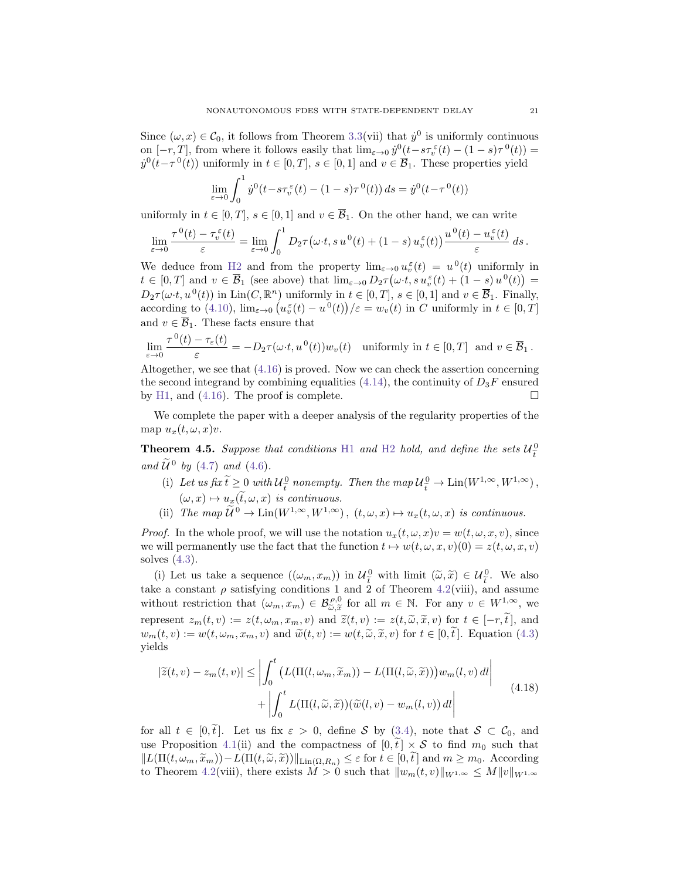Since $(\omega, x) \in \mathcal{C}_0$, it follows from Theorem 3.3(vii) that $\dot{y}^0$ is uniformly continuous on $[-r, T]$, from where it follows easily that $\lim_{\varepsilon\to 0} \dot{y}^0(t - s\tau_v^\varepsilon(t) - (1-s)\tau^0(t)) = \dot{y}^0(t-\tau^0(t))$ uniformly in $t \in [0,T]$, $s \in [0,1]$ and $v \in \overline{\mathcal{B}}_1$. These properties yield

$$\lim_{\varepsilon\to 0} \int_0^1 \dot{y}^0(t - s\tau_v^\varepsilon(t) - (1-s)\tau^0(t))\, ds = \dot{y}^0(t-\tau^0(t))$$

uniformly in $t \in [0,T]$, $s \in [0,1]$ and $v \in \overline{\mathcal{B}}_1$. On the other hand, we can write

$$\lim_{\varepsilon\to 0} \frac{\tau^0(t) - \tau_v^\varepsilon(t)}{\varepsilon} = \lim_{\varepsilon\to 0} \int_0^1 D_2\tau\big(\omega{\cdot}t, s\, u^0(t) + (1-s)\, u_v^\varepsilon(t)\big) \frac{u^0(t) - u_v^\varepsilon(t)}{\varepsilon}\, ds\,.$$

We deduce from H2 and from the property $\lim_{\varepsilon\to 0} u_v^\varepsilon(t) = u^0(t)$ uniformly in $t \in [0,T]$ and $v \in \overline{\mathcal{B}}_1$ (see above) that $\lim_{\varepsilon\to 0} D_2\tau\big(\omega{\cdot}t, s\, u_v^\varepsilon(t) + (1-s)\, u^0(t)\big) = D_2\tau(\omega{\cdot}t, u^0(t))$ in $\mathrm{Lin}(C, \mathbb{R}^n)$ uniformly in $t \in [0,T]$, $s \in [0,1]$ and $v \in \overline{\mathcal{B}}_1$. Finally, according to (4.10), $\lim_{\varepsilon\to 0}\big(u_v^\varepsilon(t) - u^0(t)\big)/\varepsilon = w_v(t)$ in $C$ uniformly in $t \in [0,T]$ and $v \in \overline{\mathcal{B}}_1$. These facts ensure that

$$\lim_{\varepsilon\to 0} \frac{\tau^0(t) - \tau_\varepsilon(t)}{\varepsilon} = -D_2\tau(\omega{\cdot}t, u^0(t)) w_v(t) \quad \text{uniformly in } t \in [0,T] \text{ and } v \in \overline{\mathcal{B}}_1\,.$$

Altogether, we see that (4.16) is proved. Now we can check the assertion concerning the second integrand by combining equalities (4.14), the continuity of $D_3F$ ensured by H1, and (4.16). The proof is complete. □

We complete the paper with a deeper analysis of the regularity properties of the map $u_x(t, \omega, x)v$.

**Theorem 4.5.** *Suppose that conditions H1 and H2 hold, and define the sets $\mathcal{U}^0_{\widetilde{t}}$ and $\widetilde{\mathcal{U}}^0$ by (4.7) and (4.6).*

(i) *Let us fix $\widetilde{t} \geq 0$ with $\mathcal{U}^0_{\widetilde{t}}$ nonempty. Then the map $\mathcal{U}^0_{\widetilde{t}} \to \mathrm{Lin}(W^{1,\infty}, W^{1,\infty})$, $(\omega, x) \mapsto u_x(\widetilde{t}, \omega, x)$ is continuous.*

(ii) *The map $\widetilde{\mathcal{U}}^0 \to \mathrm{Lin}(W^{1,\infty}, W^{1,\infty})$, $(t, \omega, x) \mapsto u_x(t, \omega, x)$ is continuous.*

*Proof.* In the whole proof, we will use the notation $u_x(t, \omega, x)v = w(t, \omega, x, v)$, since we will permanently use the fact that the function $t \mapsto w(t, \omega, x, v)(0) = z(t, \omega, x, v)$ solves (4.3).

(i) Let us take a sequence $((\omega_m, x_m))$ in $\mathcal{U}^0_{\widetilde{t}}$ with limit $(\widetilde{\omega}, \widetilde{x}) \in \mathcal{U}^0_{\widetilde{t}}$. We also take a constant $\rho$ satisfying conditions 1 and 2 of Theorem 4.2(viii), and assume without restriction that $(\omega_m, x_m) \in \mathcal{B}^{\rho,0}_{\widetilde{\omega},\widetilde{x}}$ for all $m \in \mathbb{N}$. For any $v \in W^{1,\infty}$, we represent $z_m(t,v) := z(t, \omega_m, x_m, v)$ and $\widetilde{z}(t,v) := z(t, \widetilde{\omega}, \widetilde{x}, v)$ for $t \in [-r, \widetilde{t}\,]$, and $w_m(t,v) := w(t, \omega_m, x_m, v)$ and $\widetilde{w}(t,v) := w(t, \widetilde{\omega}, \widetilde{x}, v)$ for $t \in [0, \widetilde{t}\,]$. Equation (4.3) yields

$$\begin{aligned} |\widetilde{z}(t,v) - z_m(t,v)| \leq{}& \left| \int_0^t \big(L(\Pi(l, \omega_m, \widetilde{x}_m)) - L(\Pi(l, \widetilde{\omega}, \widetilde{x}))\big) w_m(l,v)\, dl \right| \\ &+ \left| \int_0^t L(\Pi(l, \widetilde{\omega}, \widetilde{x}))(\widetilde{w}(l,v) - w_m(l,v))\, dl \right| \end{aligned} \tag{4.18}$$

for all $t \in [0, \widetilde{t}\,]$. Let us fix $\varepsilon > 0$, define $\mathcal{S}$ by (3.4), note that $\mathcal{S} \subset \mathcal{C}_0$, and use Proposition 4.1(ii) and the compactness of $[0, \widetilde{t}\,] \times \mathcal{S}$ to find $m_0$ such that $\|L(\Pi(t, \omega_m, \widetilde{x}_m)) - L(\Pi(t, \widetilde{\omega}, \widetilde{x}))\|_{\mathrm{Lin}(\Omega, R_n)} \leq \varepsilon$ for $t \in [0, \widetilde{t}\,]$ and $m \geq m_0$. According to Theorem 4.2(viii), there exists $M > 0$ such that $\|w_m(t,v)\|_{W^{1,\infty}} \leq M \|v\|_{W^{1,\infty}}$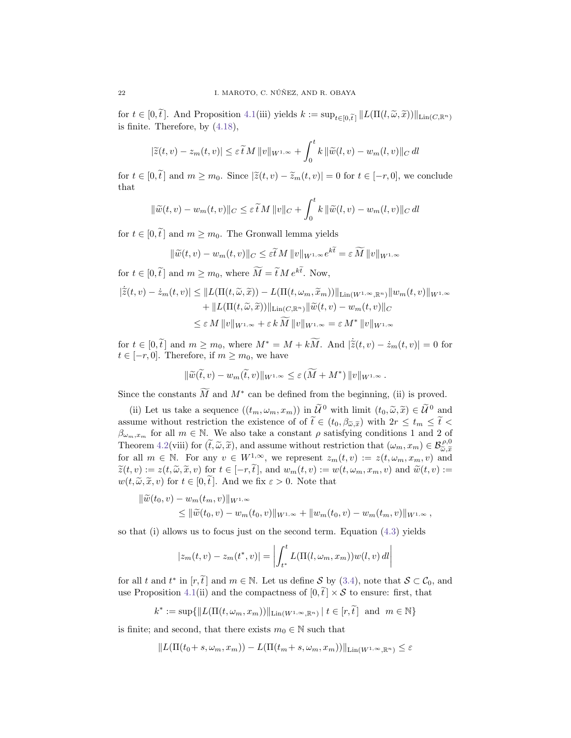for $t \in [0, \widetilde{t}\,]$. And Proposition 4.1(iii) yields $k := \sup_{t\in[0,\widetilde{t}\,]} \|L(\Pi(l, \widetilde{\omega}, \widetilde{x}))\|_{\mathrm{Lin}(C,\mathbb{R}^n)}$ is finite. Therefore, by (4.18),

$$|\widetilde{z}(t, v) - z_m(t, v)| \le \varepsilon\, \widetilde{t}\, M\, \|v\|_{W^{1,\infty}} + \int_0^t k\, \|\widetilde{w}(l, v) - w_m(l, v)\|_C\, dl$$

for $t \in [0, \widetilde{t}\,]$ and $m \ge m_0$. Since $|\widetilde{z}(t, v) - \widetilde{z}_m(t, v)| = 0$ for $t \in [-r, 0]$, we conclude that

$$\|\widetilde{w}(t, v) - w_m(t, v)\|_C \le \varepsilon\, \widetilde{t}\, M\, \|v\|_C + \int_0^t k\, \|\widetilde{w}(l, v) - w_m(l, v)\|_C\, dl$$

for $t \in [0, \widetilde{t}\,]$ and $m \ge m_0$. The Gronwall lemma yields

$$\|\widetilde{w}(t, v) - w_m(t, v)\|_C \le \varepsilon \widetilde{t}\, M\, \|v\|_{W^{1,\infty}} e^{k\widetilde{t}} = \varepsilon\, \widetilde{M}\, \|v\|_{W^{1,\infty}}$$

for $t \in [0, \widetilde{t}\,]$ and $m \ge m_0$, where $\widetilde{M} = \widetilde{t}\, M\, e^{k\widetilde{t}}$. Now,

$$\begin{aligned}
|\dot{\widetilde{z}}(t, v) - \dot{z}_m(t, v)| &\le \|L(\Pi(t, \widetilde{\omega}, \widetilde{x})) - L(\Pi(t, \omega_m, \widetilde{x}_m))\|_{\mathrm{Lin}(W^{1,\infty},\mathbb{R}^n)} \|w_m(t, v)\|_{W^{1,\infty}} \\
&\quad + \|L(\Pi(t, \widetilde{\omega}, \widetilde{x}))\|_{\mathrm{Lin}(C,\mathbb{R}^n)} \|\widetilde{w}(t, v) - w_m(t, v)\|_C \\
&\le \varepsilon\, M\, \|v\|_{W^{1,\infty}} + \varepsilon\, k\, \widetilde{M}\, \|v\|_{W^{1,\infty}} = \varepsilon\, M^*\, \|v\|_{W^{1,\infty}}
\end{aligned}$$

for $t \in [0, \widetilde{t}\,]$ and $m \ge m_0$, where $M^* = M + k\widetilde{M}$. And $|\dot{\widetilde{z}}(t, v) - \dot{z}_m(t, v)| = 0$ for $t \in [-r, 0]$. Therefore, if $m \ge m_0$, we have

$$\|\widetilde{w}(\widetilde{t}, v) - w_m(\widetilde{t}, v)\|_{W^{1,\infty}} \le \varepsilon\, (\widetilde{M} + M^*)\, \|v\|_{W^{1,\infty}}\,.$$

Since the constants $\widetilde{M}$ and $M^*$ can be defined from the beginning, (ii) is proved.

(ii) Let us take a sequence $((t_m, \omega_m, x_m))$ in $\widetilde{\mathcal{U}}^0$ with limit $(t_0, \widetilde{\omega}, \widetilde{x}) \in \widetilde{\mathcal{U}}^0$ and assume without restriction the existence of of $\widetilde{t} \in (t_0, \beta_{\widetilde{\omega},\widetilde{x}})$ with $2r \le t_m \le \widetilde{t} < \beta_{\omega_m,x_m}$ for all $m \in \mathbb{N}$. We also take a constant $\rho$ satisfying conditions 1 and 2 of Theorem 4.2(viii) for $(\widetilde{t}, \widetilde{\omega}, \widetilde{x})$, and assume without restriction that $(\omega_m, x_m) \in \mathcal{B}^{\rho,0}_{\widetilde{\omega},\widetilde{x}}$ for all $m \in \mathbb{N}$. For any $v \in W^{1,\infty}$, we represent $z_m(t, v) := z(t, \omega_m, x_m, v)$ and $\widetilde{z}(t, v) := z(t, \widetilde{\omega}, \widetilde{x}, v)$ for $t \in [-r, \widetilde{t}\,]$, and $w_m(t, v) := w(t, \omega_m, x_m, v)$ and $\widetilde{w}(t, v) := w(t, \widetilde{\omega}, \widetilde{x}, v)$ for $t \in [0, \widetilde{t}\,]$. And we fix $\varepsilon > 0$. Note that

$$\begin{aligned}
&\|\widetilde{w}(t_0, v) - w_m(t_m, v)\|_{W^{1,\infty}} \\
&\qquad \le \|\widetilde{w}(t_0, v) - w_m(t_0, v)\|_{W^{1,\infty}} + \|w_m(t_0, v) - w_m(t_m, v)\|_{W^{1,\infty}}\,,
\end{aligned}$$

so that (i) allows us to focus just on the second term. Equation (4.3) yields

$$|z_m(t, v) - z_m(t^*, v)| = \left| \int_{t^*}^t L(\Pi(l, \omega_m, x_m)) w(l, v)\, dl \right|$$

for all $t$ and $t^*$ in $[r, \widetilde{t}\,]$ and $m \in \mathbb{N}$. Let us define $\mathcal{S}$ by (3.4), note that $\mathcal{S} \subset \mathcal{C}_0$, and use Proposition 4.1(ii) and the compactness of $[0, \widetilde{t}\,] \times \mathcal{S}$ to ensure: first, that

$$k^* := \sup\{\|L(\Pi(t, \omega_m, x_m))\|_{\mathrm{Lin}(W^{1,\infty},\mathbb{R}^n)} \mid t \in [r, \widetilde{t}\,] \ \text{ and } \ m \in \mathbb{N}\}$$

is finite; and second, that there exists $m_0 \in \mathbb{N}$ such that

$$\|L(\Pi(t_0 + s, \omega_m, x_m)) - L(\Pi(t_m + s, \omega_m, x_m))\|_{\mathrm{Lin}(W^{1,\infty},\mathbb{R}^n)} \le \varepsilon$$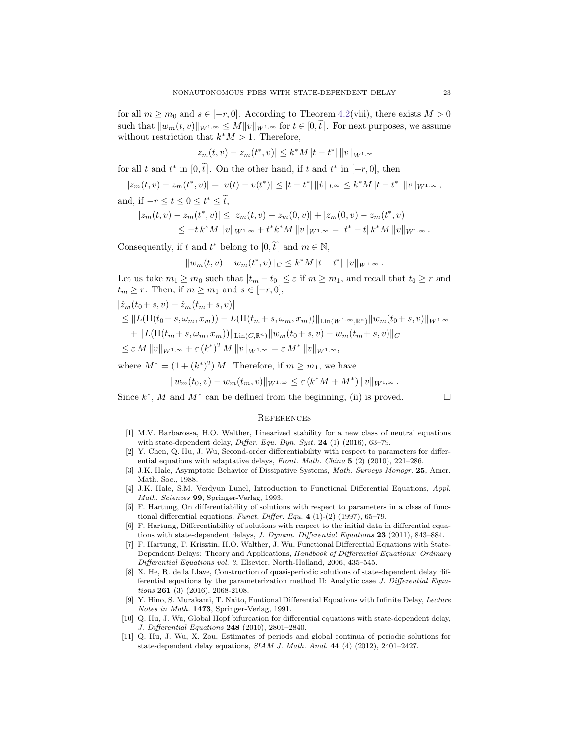for all $m \geq m_0$ and $s \in [-r, 0]$. According to Theorem 4.2(viii), there exists $M > 0$ such that $\|w_m(t,v)\|_{W^{1,\infty}} \leq M \|v\|_{W^{1,\infty}}$ for $t \in [0, \widetilde{t}\,]$. For next purposes, we assume without restriction that $k^* M > 1$. Therefore,

$$|z_m(t,v) - z_m(t^*,v)| \leq k^* M \, |t - t^*| \, \|v\|_{W^{1,\infty}}$$

for all $t$ and $t^*$ in $[0, \widetilde{t}\,]$. On the other hand, if $t$ and $t^*$ in $[-r, 0]$, then

$$|z_m(t,v) - z_m(t^*,v)| = |v(t) - v(t^*)| \leq |t - t^*| \, \|\dot{v}\|_{L^\infty} \leq k^* M \, |t - t^*| \, \|v\|_{W^{1,\infty}} \,,$$

and, if $-r \leq t \leq 0 \leq t^* \leq \widetilde{t}$,

$$\begin{aligned} |z_m(t,v) - z_m(t^*,v)| &\leq |z_m(t,v) - z_m(0,v)| + |z_m(0,v) - z_m(t^*,v)| \\ &\leq -t \, k^* M \, \|v\|_{W^{1,\infty}} + t^* k^* M \, \|v\|_{W^{1,\infty}} = |t^* - t| \, k^* M \, \|v\|_{W^{1,\infty}} \,. \end{aligned}$$

Consequently, if $t$ and $t^*$ belong to $[0, \widetilde{t}\,]$ and $m \in \mathbb{N}$,

$$\|w_m(t,v) - w_m(t^*,v)\|_C \leq k^* M \, |t - t^*| \, \|v\|_{W^{1,\infty}} \,.$$

Let us take $m_1 \geq m_0$ such that $|t_m - t_0| \leq \varepsilon$ if $m \geq m_1$, and recall that $t_0 \geq r$ and $t_m \geq r$. Then, if $m \geq m_1$ and $s \in [-r, 0]$,

$$\begin{aligned} &|\dot{z}_m(t_0 + s, v) - \dot{z}_m(t_m + s, v)| \\ &\leq \|L(\Pi(t_0 + s, \omega_m, x_m)) - L(\Pi(t_m + s, \omega_m, x_m))\|_{\mathrm{Lin}(W^{1,\infty}, \mathbb{R}^n)} \|w_m(t_0 + s, v)\|_{W^{1,\infty}} \\ &\quad + \|L(\Pi(t_m + s, \omega_m, x_m))\|_{\mathrm{Lin}(C, \mathbb{R}^n)} \|w_m(t_0 + s, v) - w_m(t_m + s, v)\|_C \\ &\leq \varepsilon \, M \, \|v\|_{W^{1,\infty}} + \varepsilon \, (k^*)^2 \, M \, \|v\|_{W^{1,\infty}} = \varepsilon \, M^* \, \|v\|_{W^{1,\infty}} \,, \end{aligned}$$

where $M^* = (1 + (k^*)^2) \, M$. Therefore, if $m \geq m_1$, we have

$$\|w_m(t_0, v) - w_m(t_m, v)\|_{W^{1,\infty}} \leq \varepsilon \, (k^* M + M^*) \, \|v\|_{W^{1,\infty}} \,.$$

Since $k^*$, $M$ and $M^*$ can be defined from the beginning, (ii) is proved. $\square$

## References

[1] M.V. Barbarossa, H.O. Walther, Linearized stability for a new class of neutral equations with state-dependent delay, *Differ. Equ. Dyn. Syst.* **24** (1) (2016), 63–79.

[2] Y. Chen, Q. Hu, J. Wu, Second-order differentiability with respect to parameters for differential equations with adaptative delays, *Front. Math. China* **5** (2) (2010), 221–286.

[3] J.K. Hale, Asymptotic Behavior of Dissipative Systems, *Math. Surveys Monogr.* **25**, Amer. Math. Soc., 1988.

[4] J.K. Hale, S.M. Verdyun Lunel, Introduction to Functional Differential Equations, *Appl. Math. Sciences* **99**, Springer-Verlag, 1993.

[5] F. Hartung, On differentiability of solutions with respect to parameters in a class of functional differential equations, *Funct. Differ. Equ.* **4** (1)-(2) (1997), 65–79.

[6] F. Hartung, Differentiability of solutions with respect to the initial data in differential equations with state-dependent delays, *J. Dynam. Differential Equations* **23** (2011), 843–884.

[7] F. Hartung, T. Krisztin, H.O. Walther, J. Wu, Functional Differential Equations with State-Dependent Delays: Theory and Applications, *Handbook of Differential Equations: Ordinary Differential Equations vol. 3*, Elsevier, North-Holland, 2006, 435–545.

[8] X. He, R. de la Llave, Construction of quasi-periodic solutions of state-dependent delay differential equations by the parameterization method II: Analytic case *J. Differential Equations* **261** (3) (2016), 2068-2108.

[9] Y. Hino, S. Murakami, T. Naito, Funtional Differential Equations with Infinite Delay, *Lecture Notes in Math.* **1473**, Springer-Verlag, 1991.

[10] Q. Hu, J. Wu, Global Hopf bifurcation for differential equations with state-dependent delay, *J. Differential Equations* **248** (2010), 2801–2840.

[11] Q. Hu, J. Wu, X. Zou, Estimates of periods and global continua of periodic solutions for state-dependent delay equations, *SIAM J. Math. Anal.* **44** (4) (2012), 2401–2427.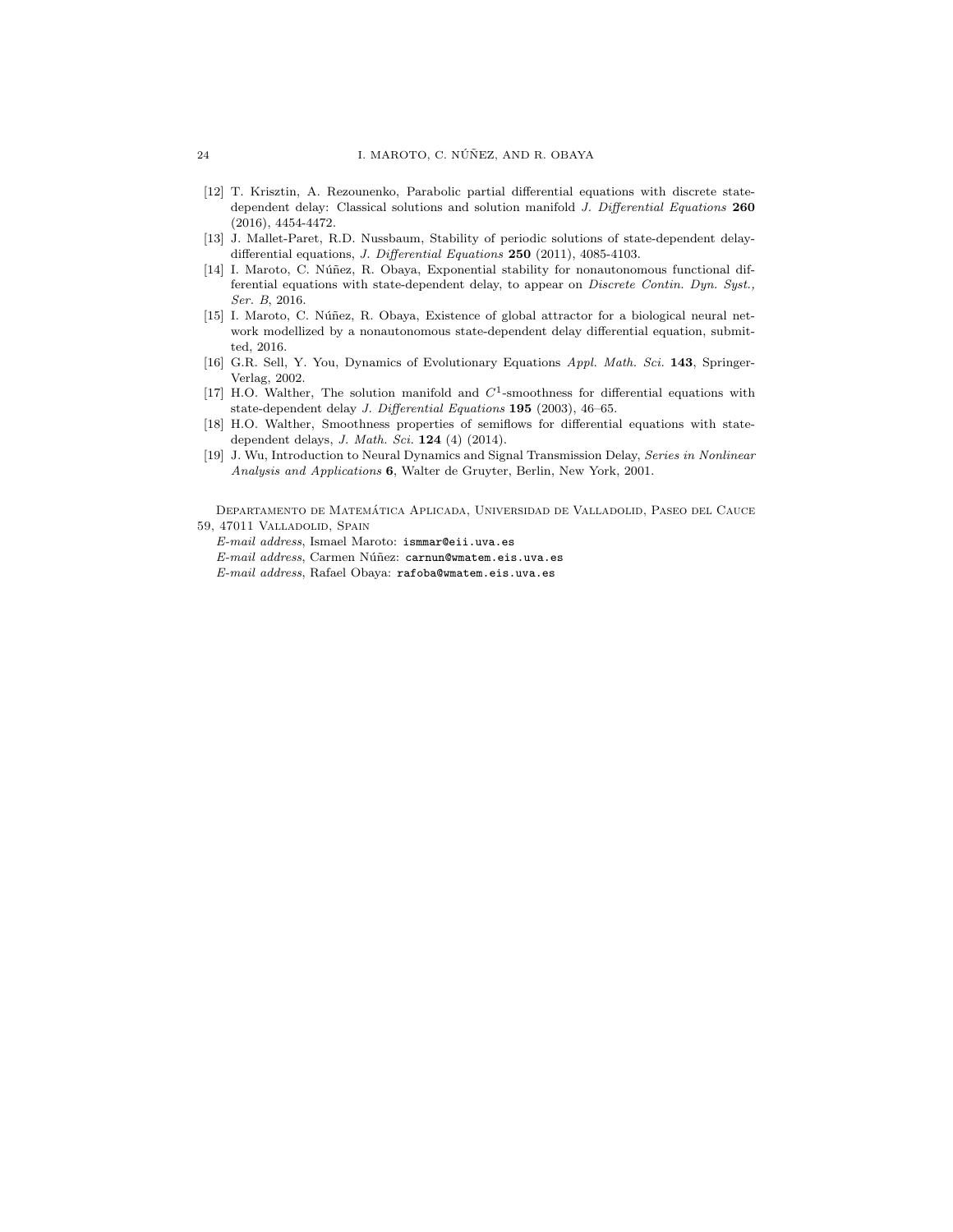[12] T. Krisztin, A. Rezounenko, Parabolic partial differential equations with discrete state-dependent delay: Classical solutions and solution manifold *J. Differential Equations* **260** (2016), 4454-4472.

[13] J. Mallet-Paret, R.D. Nussbaum, Stability of periodic solutions of state-dependent delay-differential equations, *J. Differential Equations* **250** (2011), 4085-4103.

[14] I. Maroto, C. Núñez, R. Obaya, Exponential stability for nonautonomous functional differential equations with state-dependent delay, to appear on *Discrete Contin. Dyn. Syst., Ser. B*, 2016.

[15] I. Maroto, C. Núñez, R. Obaya, Existence of global attractor for a biological neural network modellized by a nonautonomous state-dependent delay differential equation, submitted, 2016.

[16] G.R. Sell, Y. You, Dynamics of Evolutionary Equations *Appl. Math. Sci.* **143**, Springer-Verlag, 2002.

[17] H.O. Walther, The solution manifold and $C^1$-smoothness for differential equations with state-dependent delay *J. Differential Equations* **195** (2003), 46–65.

[18] H.O. Walther, Smoothness properties of semiflows for differential equations with state-dependent delays, *J. Math. Sci.* **124** (4) (2014).

[19] J. Wu, Introduction to Neural Dynamics and Signal Transmission Delay, *Series in Nonlinear Analysis and Applications* **6**, Walter de Gruyter, Berlin, New York, 2001.

Departamento de Matemática Aplicada, Universidad de Valladolid, Paseo del Cauce 59, 47011 Valladolid, Spain

*E-mail address*, Ismael Maroto: ismmar@eii.uva.es

*E-mail address*, Carmen Núñez: carnun@wmatem.eis.uva.es

*E-mail address*, Rafael Obaya: rafoba@wmatem.eis.uva.es